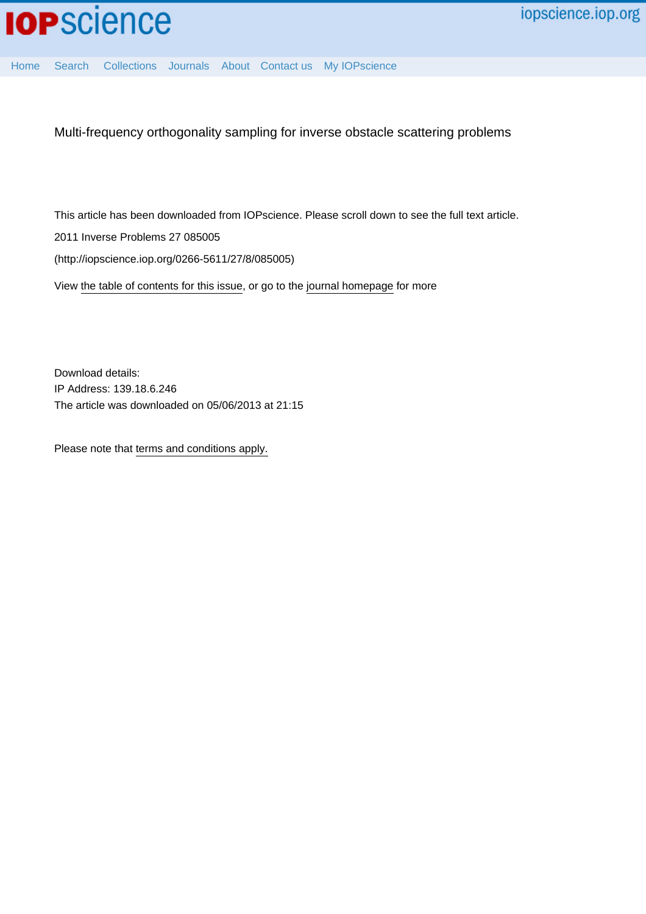Multi-frequency orthogonality sampling for inverse obstacle scattering problems

This article has been downloaded from IOPscience. Please scroll down to see the full text article.

2011 Inverse Problems 27 085005

(http://iopscience.iop.org/0266-5611/27/8/085005)

View the table of contents for this issue, or go to the journal homepage for more

Download details:
IP Address: 139.18.6.246
The article was downloaded on 05/06/2013 at 21:15

Please note that terms and conditions apply.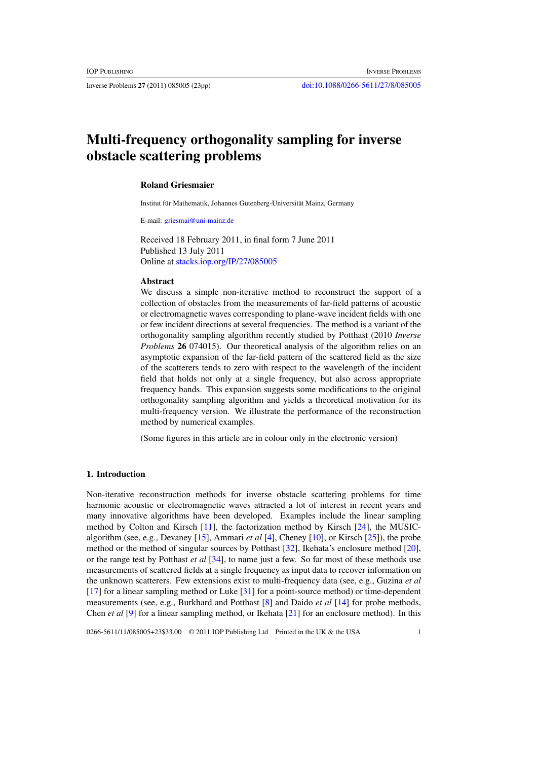IOP Publishing

Inverse Problems

Inverse Problems **27** (2011) 085005 (23pp)

doi:10.1088/0266-5611/27/8/085005

# Multi-frequency orthogonality sampling for inverse obstacle scattering problems

**Roland Griesmaier**

Institut für Mathematik, Johannes Gutenberg-Universität Mainz, Germany

E-mail: griesmai@uni-mainz.de

Received 18 February 2011, in final form 7 June 2011
Published 13 July 2011
Online at stacks.iop.org/IP/27/085005

### Abstract

We discuss a simple non-iterative method to reconstruct the support of a collection of obstacles from the measurements of far-field patterns of acoustic or electromagnetic waves corresponding to plane-wave incident fields with one or few incident directions at several frequencies. The method is a variant of the orthogonality sampling algorithm recently studied by Potthast (2010 *Inverse Problems* **26** 074015). Our theoretical analysis of the algorithm relies on an asymptotic expansion of the far-field pattern of the scattered field as the size of the scatterers tends to zero with respect to the wavelength of the incident field that holds not only at a single frequency, but also across appropriate frequency bands. This expansion suggests some modifications to the original orthogonality sampling algorithm and yields a theoretical motivation for its multi-frequency version. We illustrate the performance of the reconstruction method by numerical examples.

(Some figures in this article are in colour only in the electronic version)

## 1. Introduction

Non-iterative reconstruction methods for inverse obstacle scattering problems for time harmonic acoustic or electromagnetic waves attracted a lot of interest in recent years and many innovative algorithms have been developed. Examples include the linear sampling method by Colton and Kirsch [11], the factorization method by Kirsch [24], the MUSIC-algorithm (see, e.g., Devaney [15], Ammari *et al* [4], Cheney [10], or Kirsch [25]), the probe method or the method of singular sources by Potthast [32], Ikehata's enclosure method [20], or the range test by Potthast *et al* [34], to name just a few. So far most of these methods use measurements of scattered fields at a single frequency as input data to recover information on the unknown scatterers. Few extensions exist to multi-frequency data (see, e.g., Guzina *et al* [17] for a linear sampling method or Luke [31] for a point-source method) or time-dependent measurements (see, e.g., Burkhard and Potthast [8] and Daido *et al* [14] for probe methods, Chen *et al* [9] for a linear sampling method, or Ikehata [21] for an enclosure method). In this

0266-5611/11/085005+23$33.00 © 2011 IOP Publishing Ltd Printed in the UK & the USA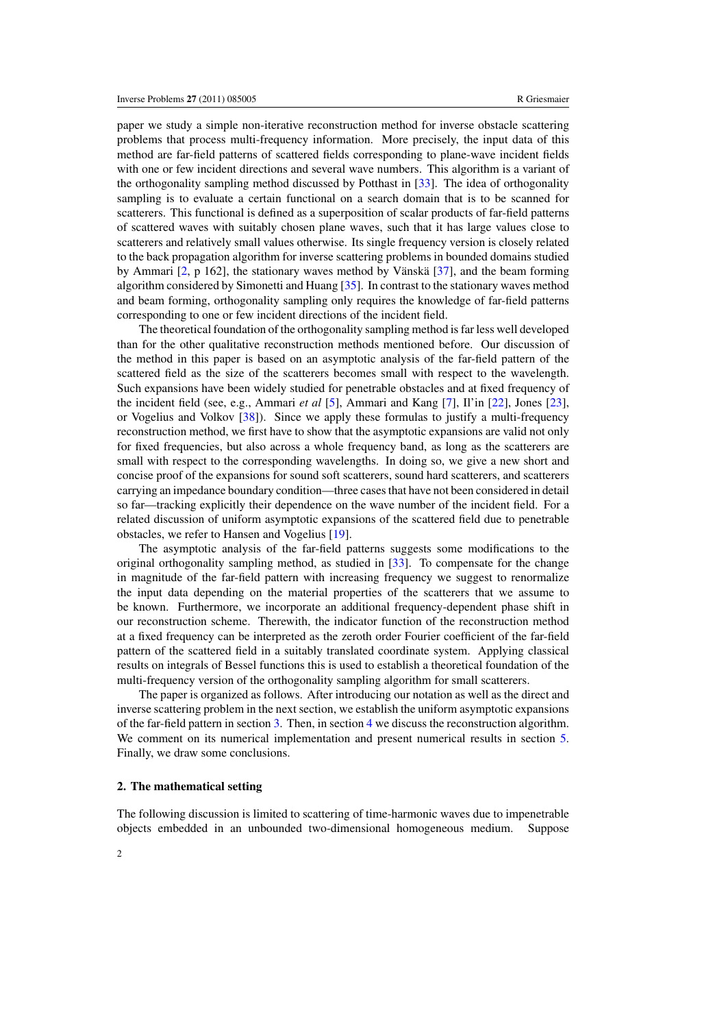paper we study a simple non-iterative reconstruction method for inverse obstacle scattering problems that process multi-frequency information. More precisely, the input data of this method are far-field patterns of scattered fields corresponding to plane-wave incident fields with one or few incident directions and several wave numbers. This algorithm is a variant of the orthogonality sampling method discussed by Potthast in [33]. The idea of orthogonality sampling is to evaluate a certain functional on a search domain that is to be scanned for scatterers. This functional is defined as a superposition of scalar products of far-field patterns of scattered waves with suitably chosen plane waves, such that it has large values close to scatterers and relatively small values otherwise. Its single frequency version is closely related to the back propagation algorithm for inverse scattering problems in bounded domains studied by Ammari [2, p 162], the stationary waves method by Vänskä [37], and the beam forming algorithm considered by Simonetti and Huang [35]. In contrast to the stationary waves method and beam forming, orthogonality sampling only requires the knowledge of far-field patterns corresponding to one or few incident directions of the incident field.

The theoretical foundation of the orthogonality sampling method is far less well developed than for the other qualitative reconstruction methods mentioned before. Our discussion of the method in this paper is based on an asymptotic analysis of the far-field pattern of the scattered field as the size of the scatterers becomes small with respect to the wavelength. Such expansions have been widely studied for penetrable obstacles and at fixed frequency of the incident field (see, e.g., Ammari *et al* [5], Ammari and Kang [7], Il'in [22], Jones [23], or Vogelius and Volkov [38]). Since we apply these formulas to justify a multi-frequency reconstruction method, we first have to show that the asymptotic expansions are valid not only for fixed frequencies, but also across a whole frequency band, as long as the scatterers are small with respect to the corresponding wavelengths. In doing so, we give a new short and concise proof of the expansions for sound soft scatterers, sound hard scatterers, and scatterers carrying an impedance boundary condition—three cases that have not been considered in detail so far—tracking explicitly their dependence on the wave number of the incident field. For a related discussion of uniform asymptotic expansions of the scattered field due to penetrable obstacles, we refer to Hansen and Vogelius [19].

The asymptotic analysis of the far-field patterns suggests some modifications to the original orthogonality sampling method, as studied in [33]. To compensate for the change in magnitude of the far-field pattern with increasing frequency we suggest to renormalize the input data depending on the material properties of the scatterers that we assume to be known. Furthermore, we incorporate an additional frequency-dependent phase shift in our reconstruction scheme. Therewith, the indicator function of the reconstruction method at a fixed frequency can be interpreted as the zeroth order Fourier coefficient of the far-field pattern of the scattered field in a suitably translated coordinate system. Applying classical results on integrals of Bessel functions this is used to establish a theoretical foundation of the multi-frequency version of the orthogonality sampling algorithm for small scatterers.

The paper is organized as follows. After introducing our notation as well as the direct and inverse scattering problem in the next section, we establish the uniform asymptotic expansions of the far-field pattern in section 3. Then, in section 4 we discuss the reconstruction algorithm. We comment on its numerical implementation and present numerical results in section 5. Finally, we draw some conclusions.

## 2. The mathematical setting

The following discussion is limited to scattering of time-harmonic waves due to impenetrable objects embedded in an unbounded two-dimensional homogeneous medium. Suppose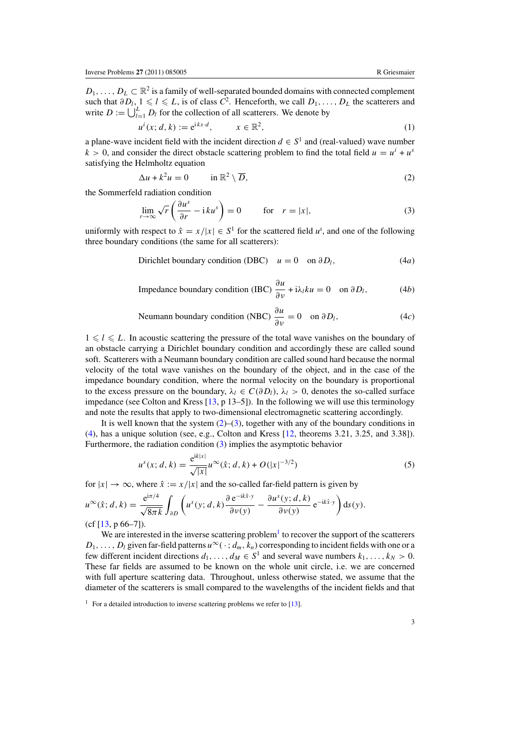$D_1, \ldots, D_L \subset \mathbb{R}^2$ is a family of well-separated bounded domains with connected complement such that $\partial D_l$, $1 \leqslant l \leqslant L$, is of class $C^2$. Henceforth, we call $D_1, \ldots, D_L$ the scatterers and write $D := \bigcup_{l=1}^{L} D_l$ for the collection of all scatterers. We denote by

$$u^i(x; d, k) := \mathrm{e}^{\mathrm{i}kx\cdot d}, \qquad x \in \mathbb{R}^2, \tag{1}$$

a plane-wave incident field with the incident direction $d \in S^1$ and (real-valued) wave number $k > 0$, and consider the direct obstacle scattering problem to find the total field $u = u^i + u^s$ satisfying the Helmholtz equation

$$\Delta u + k^2 u = 0 \qquad \text{in } \mathbb{R}^2 \setminus \overline{D}, \tag{2}$$

the Sommerfeld radiation condition

$$\lim_{r\to\infty} \sqrt{r}\left(\frac{\partial u^s}{\partial r} - \mathrm{i}ku^s\right) = 0 \qquad \text{for} \quad r = |x|, \tag{3}$$

uniformly with respect to $\hat{x} = x/|x| \in S^1$ for the scattered field $u^s$, and one of the following three boundary conditions (the same for all scatterers):

$$\text{Dirichlet boundary condition (DBC)} \quad u = 0 \quad \text{on } \partial D_l, \tag{4a}$$

$$\text{Impedance boundary condition (IBC)} \ \frac{\partial u}{\partial \nu} + \mathrm{i}\lambda_l k u = 0 \quad \text{on } \partial D_l, \tag{4b}$$

$$\text{Neumann boundary condition (NBC)} \ \frac{\partial u}{\partial \nu} = 0 \quad \text{on } \partial D_l, \tag{4c}$$

$1 \leqslant l \leqslant L$. In acoustic scattering the pressure of the total wave vanishes on the boundary of an obstacle carrying a Dirichlet boundary condition and accordingly these are called sound soft. Scatterers with a Neumann boundary condition are called sound hard because the normal velocity of the total wave vanishes on the boundary of the object, and in the case of the impedance boundary condition, where the normal velocity on the boundary is proportional to the excess pressure on the boundary, $\lambda_l \in C(\partial D_l)$, $\lambda_l > 0$, denotes the so-called surface impedance (see Colton and Kress [13, p 13–5]). In the following we will use this terminology and note the results that apply to two-dimensional electromagnetic scattering accordingly.

It is well known that the system (2)–(3), together with any of the boundary conditions in (4), has a unique solution (see, e.g., Colton and Kress [12, theorems 3.21, 3.25, and 3.38]). Furthermore, the radiation condition (3) implies the asymptotic behavior

$$u^s(x; d, k) = \frac{\mathrm{e}^{\mathrm{i}k|x|}}{\sqrt{|x|}} u^\infty(\hat{x}; d, k) + O(|x|^{-3/2}) \tag{5}$$

for $|x| \to \infty$, where $\hat{x} := x/|x|$ and the so-called far-field pattern is given by

$$u^\infty(\hat{x}; d, k) = \frac{\mathrm{e}^{\mathrm{i}\pi/4}}{\sqrt{8\pi k}} \int_{\partial D} \left( u^s(y; d, k) \frac{\partial\, \mathrm{e}^{-\mathrm{i}k\hat{x}\cdot y}}{\partial \nu(y)} - \frac{\partial u^s(y; d, k)}{\partial \nu(y)}\, \mathrm{e}^{-\mathrm{i}k\hat{x}\cdot y} \right) \mathrm{d}s(y).$$

(cf [13, p 66–7]).

We are interested in the inverse scattering problem[1] to recover the support of the scatterers $D_1, \ldots, D_l$ given far-field patterns $u^\infty(\,\cdot\,; d_m, k_n)$ corresponding to incident fields with one or a few different incident directions $d_1, \ldots, d_M \in S^1$ and several wave numbers $k_1, \ldots, k_N > 0$. These far fields are assumed to be known on the whole unit circle, i.e. we are concerned with full aperture scattering data. Throughout, unless otherwise stated, we assume that the diameter of the scatterers is small compared to the wavelengths of the incident fields and that

[1] For a detailed introduction to inverse scattering problems we refer to [13].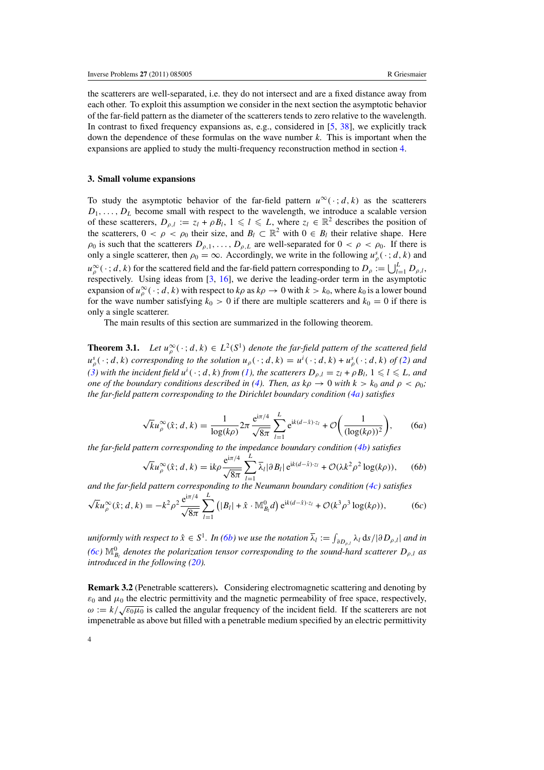the scatterers are well-separated, i.e. they do not intersect and are a fixed distance away from each other. To exploit this assumption we consider in the next section the asymptotic behavior of the far-field pattern as the diameter of the scatterers tends to zero relative to the wavelength. In contrast to fixed frequency expansions as, e.g., considered in [5, 38], we explicitly track down the dependence of these formulas on the wave number $k$. This is important when the expansions are applied to study the multi-frequency reconstruction method in section 4.

## 3. Small volume expansions

To study the asymptotic behavior of the far-field pattern $u^\infty(\,\cdot\,; d, k)$ as the scatterers $D_1, \ldots, D_L$ become small with respect to the wavelength, we introduce a scalable version of these scatterers, $D_{\rho,l} := z_l + \rho B_l$, $1 \leqslant l \leqslant L$, where $z_l \in \mathbb{R}^2$ describes the position of the scatterers, $0 < \rho < \rho_0$ their size, and $B_l \subset \mathbb{R}^2$ with $0 \in B_l$ their relative shape. Here $\rho_0$ is such that the scatterers $D_{\rho,1}, \ldots, D_{\rho,L}$ are well-separated for $0 < \rho < \rho_0$. If there is only a single scatterer, then $\rho_0 = \infty$. Accordingly, we write in the following $u^s_\rho(\,\cdot\,; d, k)$ and $u^\infty_\rho(\,\cdot\,; d, k)$ for the scattered field and the far-field pattern corresponding to $D_\rho := \bigcup_{l=1}^L D_{\rho,l}$, respectively. Using ideas from [3, 16], we derive the leading-order term in the asymptotic expansion of $u^\infty_\rho(\,\cdot\,; d, k)$ with respect to $k\rho$ as $k\rho \to 0$ with $k > k_0$, where $k_0$ is a lower bound for the wave number satisfying $k_0 > 0$ if there are multiple scatterers and $k_0 = 0$ if there is only a single scatterer.

The main results of this section are summarized in the following theorem.

**Theorem 3.1.** *Let $u^\infty_\rho(\,\cdot\,; d, k) \in L^2(S^1)$ denote the far-field pattern of the scattered field $u^s_\rho(\,\cdot\,; d, k)$ corresponding to the solution $u_\rho(\,\cdot\,; d, k) = u^i(\,\cdot\,; d, k) + u^s_\rho(\,\cdot\,; d, k)$ of (2) and (3) with the incident field $u^i(\,\cdot\,; d, k)$ from (1), the scatterers $D_{\rho,l} = z_l + \rho B_l$, $1 \leqslant l \leqslant L$, and one of the boundary conditions described in (4). Then, as $k\rho \to 0$ with $k > k_0$ and $\rho < \rho_0$; the far-field pattern corresponding to the Dirichlet boundary condition (4a) satisfies*

$$\sqrt{k}u^\infty_\rho(\hat{x}; d, k) = \frac{1}{\log(k\rho)} 2\pi \frac{\mathrm{e}^{\mathrm{i}\pi/4}}{\sqrt{8\pi}} \sum_{l=1}^L \mathrm{e}^{\mathrm{i}k(d-\hat{x})\cdot z_l} + \mathcal{O}\left(\frac{1}{(\log(k\rho))^2}\right), \tag{6a}$$

*the far-field pattern corresponding to the impedance boundary condition (4b) satisfies*

$$\sqrt{k}u^\infty_\rho(\hat{x}; d, k) = \mathrm{i}k\rho \frac{\mathrm{e}^{\mathrm{i}\pi/4}}{\sqrt{8\pi}} \sum_{l=1}^L \overline{\lambda}_l |\partial B_l| \, \mathrm{e}^{\mathrm{i}k(d-\hat{x})\cdot z_l} + \mathcal{O}(\lambda k^2 \rho^2 \log(k\rho)), \tag{6b}$$

*and the far-field pattern corresponding to the Neumann boundary condition (4c) satisfies*

$$\sqrt{k}u^\infty_\rho(\hat{x}; d, k) = -k^2\rho^2 \frac{\mathrm{e}^{\mathrm{i}\pi/4}}{\sqrt{8\pi}} \sum_{l=1}^L \left(|B_l| + \hat{x} \cdot \mathbb{M}^0_{B_l} d\right) \mathrm{e}^{\mathrm{i}k(d-\hat{x})\cdot z_l} + \mathcal{O}(k^3\rho^3 \log(k\rho)), \tag{6c}$$

*uniformly with respect to $\hat{x} \in S^1$. In (6b) we use the notation $\overline{\lambda}_l := \int_{\partial D_{\rho,l}} \lambda_l \, \mathrm{d}s / |\partial D_{\rho,l}|$ and in (6c) $\mathbb{M}^0_{B_l}$ denotes the polarization tensor corresponding to the sound-hard scatterer $D_{\rho,l}$ as introduced in the following (20).*

**Remark 3.2** (Penetrable scatterers). Considering electromagnetic scattering and denoting by $\varepsilon_0$ and $\mu_0$ the electric permittivity and the magnetic permeability of free space, respectively, $\omega := k/\sqrt{\varepsilon_0 \mu_0}$ is called the angular frequency of the incident field. If the scatterers are not impenetrable as above but filled with a penetrable medium specified by an electric permittivity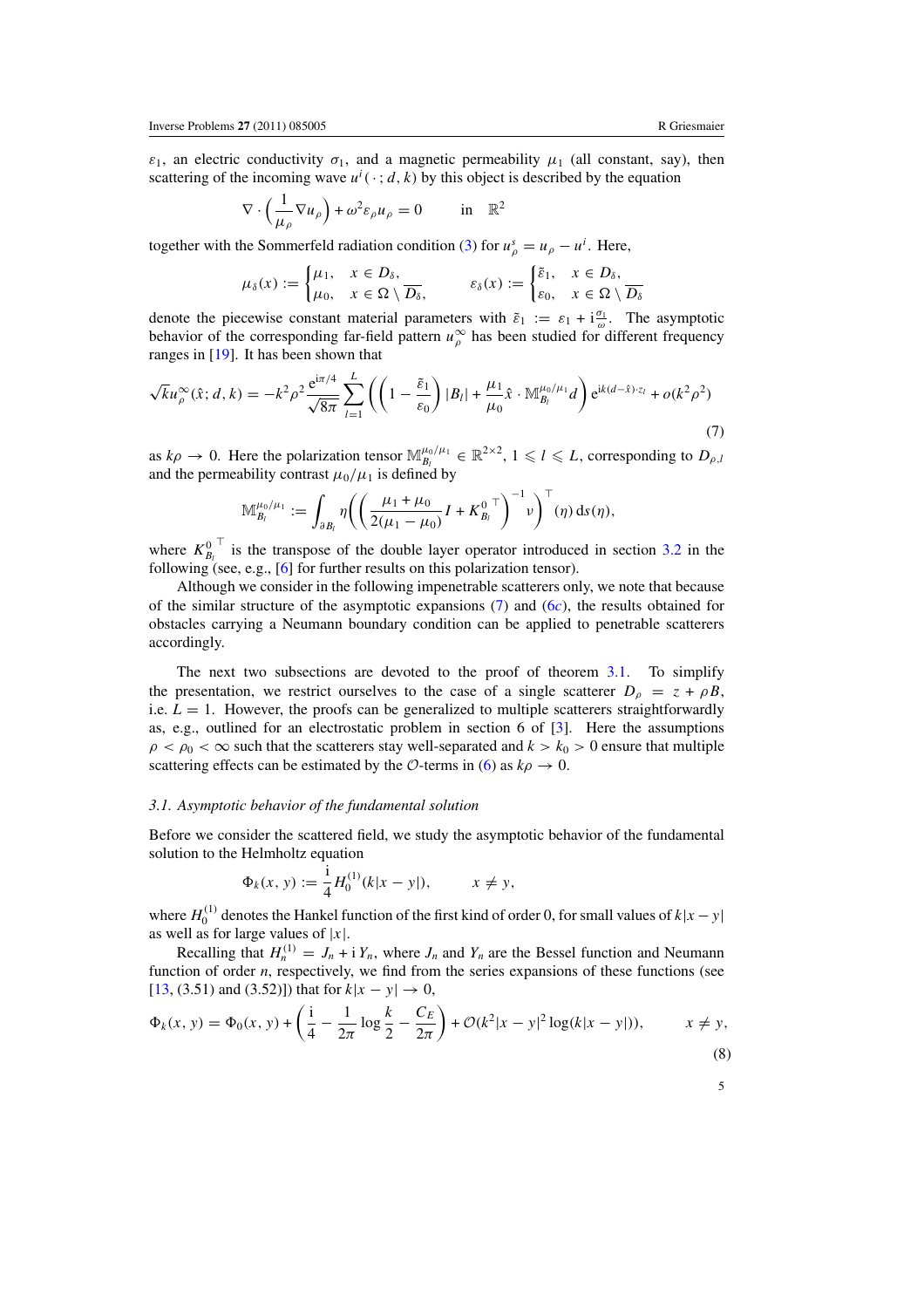$\varepsilon_1$, an electric conductivity $\sigma_1$, and a magnetic permeability $\mu_1$ (all constant, say), then scattering of the incoming wave $u^i(\,\cdot\,;d,k)$ by this object is described by the equation

$$\nabla\cdot\left(\frac{1}{\mu_\rho}\nabla u_\rho\right)+\omega^2\varepsilon_\rho u_\rho=0 \qquad \text{in} \quad \mathbb{R}^2$$

together with the Sommerfeld radiation condition (3) for $u^s_\rho = u_\rho - u^i$. Here,

$$\mu_\delta(x) := \begin{cases}\mu_1, & x\in D_\delta,\\ \mu_0, & x\in\Omega\setminus\overline{D_\delta},\end{cases} \qquad \varepsilon_\delta(x) := \begin{cases}\tilde\varepsilon_1, & x\in D_\delta,\\ \varepsilon_0, & x\in\Omega\setminus\overline{D_\delta}\end{cases}$$

denote the piecewise constant material parameters with $\tilde\varepsilon_1 := \varepsilon_1 + \mathrm{i}\frac{\sigma_1}{\omega}$. The asymptotic behavior of the corresponding far-field pattern $u^\infty_\rho$ has been studied for different frequency ranges in [19]. It has been shown that

$$\sqrt{k}u^\infty_\rho(\hat x;d,k) = -k^2\rho^2\frac{\mathrm{e}^{\mathrm{i}\pi/4}}{\sqrt{8\pi}}\sum_{l=1}^{L}\left(\left(1-\frac{\tilde\varepsilon_1}{\varepsilon_0}\right)|B_l| + \frac{\mu_1}{\mu_0}\hat x\cdot\mathbb{M}^{\mu_0/\mu_1}_{B_l}d\right)\mathrm{e}^{\mathrm{i}k(d-\hat x)\cdot z_l} + o(k^2\rho^2) \tag{7}$$

as $k\rho\to 0$. Here the polarization tensor $\mathbb{M}^{\mu_0/\mu_1}_{B_l}\in\mathbb{R}^{2\times 2}$, $1\leqslant l\leqslant L$, corresponding to $D_{\rho,l}$ and the permeability contrast $\mu_0/\mu_1$ is defined by

$$\mathbb{M}^{\mu_0/\mu_1}_{B_l} := \int_{\partial B_l}\eta\left(\left(\frac{\mu_1+\mu_0}{2(\mu_1-\mu_0)}I + {K^0_{B_l}}^{\top}\right)^{-1}\nu\right)^{\top}(\eta)\,\mathrm{d}s(\eta),$$

where ${K^0_{B_l}}^{\top}$ is the transpose of the double layer operator introduced in section 3.2 in the following (see, e.g., [6] for further results on this polarization tensor).

Although we consider in the following impenetrable scatterers only, we note that because of the similar structure of the asymptotic expansions (7) and (6c), the results obtained for obstacles carrying a Neumann boundary condition can be applied to penetrable scatterers accordingly.

The next two subsections are devoted to the proof of theorem 3.1. To simplify the presentation, we restrict ourselves to the case of a single scatterer $D_\rho = z+\rho B$, i.e. $L=1$. However, the proofs can be generalized to multiple scatterers straightforwardly as, e.g., outlined for an electrostatic problem in section 6 of [3]. Here the assumptions $\rho<\rho_0<\infty$ such that the scatterers stay well-separated and $k>k_0>0$ ensure that multiple scattering effects can be estimated by the $\mathcal{O}$-terms in (6) as $k\rho\to 0$.

### 3.1. Asymptotic behavior of the fundamental solution

Before we consider the scattered field, we study the asymptotic behavior of the fundamental solution to the Helmholtz equation

$$\Phi_k(x,y) := \frac{\mathrm{i}}{4}H^{(1)}_0(k|x-y|), \qquad x\neq y,$$

where $H^{(1)}_0$ denotes the Hankel function of the first kind of order 0, for small values of $k|x-y|$ as well as for large values of $|x|$.

Recalling that $H^{(1)}_n = J_n + \mathrm{i}\,Y_n$, where $J_n$ and $Y_n$ are the Bessel function and Neumann function of order $n$, respectively, we find from the series expansions of these functions (see [13, (3.51) and (3.52)]) that for $k|x-y|\to 0$,

$$\Phi_k(x,y) = \Phi_0(x,y) + \left(\frac{\mathrm{i}}{4} - \frac{1}{2\pi}\log\frac{k}{2} - \frac{C_E}{2\pi}\right) + \mathcal{O}(k^2|x-y|^2\log(k|x-y|)), \qquad x\neq y, \tag{8}$$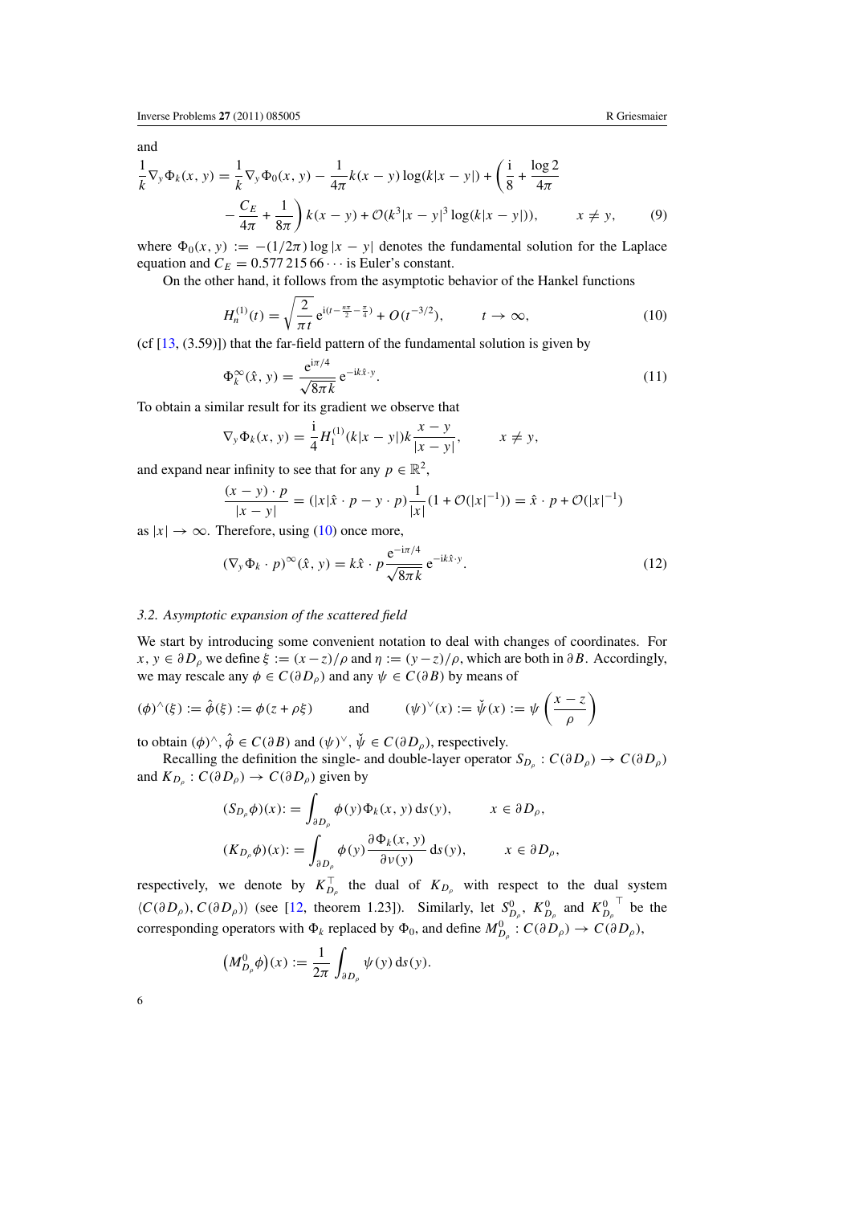and

$$\frac{1}{k}\nabla_y \Phi_k(x, y) = \frac{1}{k}\nabla_y \Phi_0(x, y) - \frac{1}{4\pi} k(x - y) \log(k|x - y|) + \left(\frac{\mathrm{i}}{8} + \frac{\log 2}{4\pi} - \frac{C_E}{4\pi} + \frac{1}{8\pi}\right) k(x - y) + \mathcal{O}(k^3|x - y|^3 \log(k|x - y|)), \qquad x \neq y, \tag{9}$$

where $\Phi_0(x, y) := -(1/2\pi) \log |x - y|$ denotes the fundamental solution for the Laplace equation and $C_E = 0.577\,215\,66\cdots$ is Euler's constant.

On the other hand, it follows from the asymptotic behavior of the Hankel functions

$$H_n^{(1)}(t) = \sqrt{\frac{2}{\pi t}}\, \mathrm{e}^{\mathrm{i}(t - \frac{n\pi}{2} - \frac{\pi}{4})} + O(t^{-3/2}), \qquad t \to \infty, \tag{10}$$

(cf [13, (3.59)]) that the far-field pattern of the fundamental solution is given by

$$\Phi_k^\infty(\hat{x}, y) = \frac{\mathrm{e}^{\mathrm{i}\pi/4}}{\sqrt{8\pi k}}\, \mathrm{e}^{-\mathrm{i}k\hat{x}\cdot y}. \tag{11}$$

To obtain a similar result for its gradient we observe that

$$\nabla_y \Phi_k(x, y) = \frac{\mathrm{i}}{4} H_1^{(1)}(k|x - y|) k \frac{x - y}{|x - y|}, \qquad x \neq y,$$

and expand near infinity to see that for any $p \in \mathbb{R}^2$,

$$\frac{(x - y)\cdot p}{|x - y|} = (|x|\hat{x}\cdot p - y\cdot p)\frac{1}{|x|}(1 + \mathcal{O}(|x|^{-1})) = \hat{x}\cdot p + \mathcal{O}(|x|^{-1})$$

as $|x| \to \infty$. Therefore, using (10) once more,

$$(\nabla_y \Phi_k \cdot p)^\infty(\hat{x}, y) = k\hat{x}\cdot p \frac{\mathrm{e}^{-\mathrm{i}\pi/4}}{\sqrt{8\pi k}}\, \mathrm{e}^{-\mathrm{i}k\hat{x}\cdot y}. \tag{12}$$

### 3.2. Asymptotic expansion of the scattered field

We start by introducing some convenient notation to deal with changes of coordinates. For $x, y \in \partial D_\rho$ we define $\xi := (x - z)/\rho$ and $\eta := (y - z)/\rho$, which are both in $\partial B$. Accordingly, we may rescale any $\phi \in C(\partial D_\rho)$ and any $\psi \in C(\partial B)$ by means of

$$(\phi)^\wedge(\xi) := \hat{\phi}(\xi) := \phi(z + \rho\xi) \qquad \text{and} \qquad (\psi)^\vee(x) := \check{\psi}(x) := \psi\left(\frac{x - z}{\rho}\right)$$

to obtain $(\phi)^\wedge, \hat{\phi} \in C(\partial B)$ and $(\psi)^\vee, \check{\psi} \in C(\partial D_\rho)$, respectively.

Recalling the definition the single- and double-layer operator $S_{D_\rho} : C(\partial D_\rho) \to C(\partial D_\rho)$ and $K_{D_\rho} : C(\partial D_\rho) \to C(\partial D_\rho)$ given by

$$(S_{D_\rho}\phi)(x) := \int_{\partial D_\rho} \phi(y)\Phi_k(x, y)\, \mathrm{d}s(y), \qquad x \in \partial D_\rho,$$

$$(K_{D_\rho}\phi)(x) := \int_{\partial D_\rho} \phi(y)\frac{\partial \Phi_k(x, y)}{\partial \nu(y)}\, \mathrm{d}s(y), \qquad x \in \partial D_\rho,$$

respectively, we denote by $K_{D_\rho}^\top$ the dual of $K_{D_\rho}$ with respect to the dual system $\langle C(\partial D_\rho), C(\partial D_\rho)\rangle$ (see [12, theorem 1.23]). Similarly, let $S_{D_\rho}^0$, $K_{D_\rho}^0$ and $K_{D_\rho}^{0\,\top}$ be the corresponding operators with $\Phi_k$ replaced by $\Phi_0$, and define $M_{D_\rho}^0 : C(\partial D_\rho) \to C(\partial D_\rho)$,

$$\left(M_{D_\rho}^0 \phi\right)(x) := \frac{1}{2\pi}\int_{\partial D_\rho} \psi(y)\, \mathrm{d}s(y).$$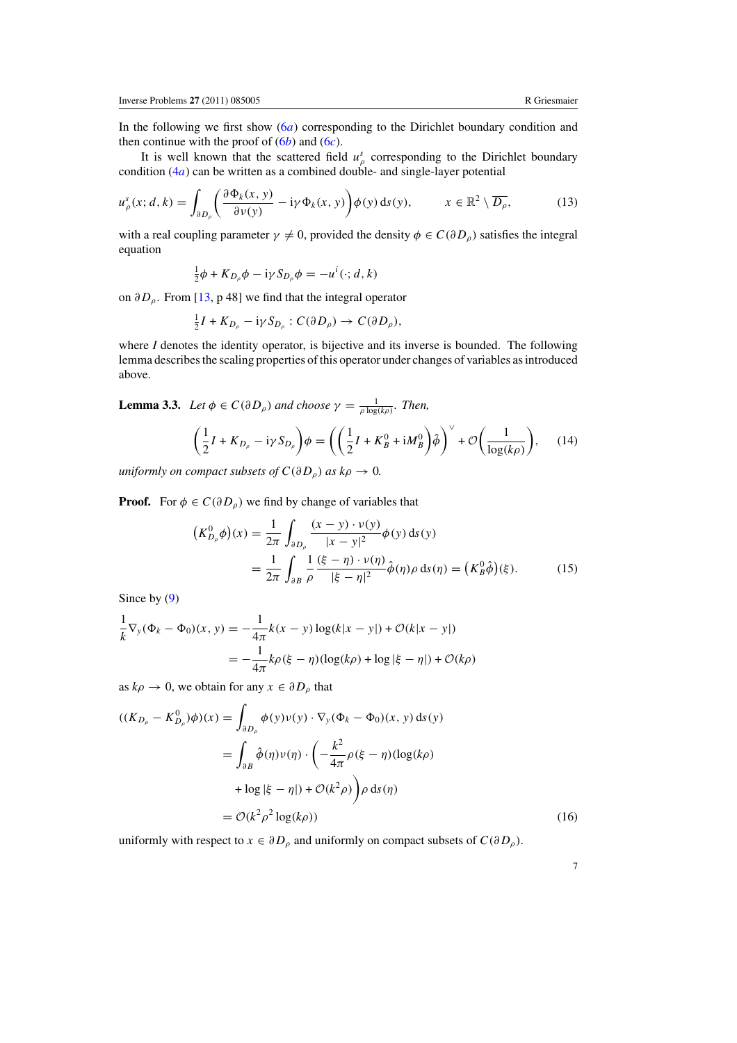In the following we first show (6*a*) corresponding to the Dirichlet boundary condition and then continue with the proof of (6*b*) and (6*c*).

It is well known that the scattered field $u^s_\rho$ corresponding to the Dirichlet boundary condition (4*a*) can be written as a combined double- and single-layer potential

$$u^s_\rho(x; d, k) = \int_{\partial D_\rho} \left( \frac{\partial \Phi_k(x, y)}{\partial \nu(y)} - \mathrm{i}\gamma \Phi_k(x, y) \right) \phi(y) \, \mathrm{d}s(y), \qquad x \in \mathbb{R}^2 \setminus \overline{D_\rho}, \tag{13}$$

with a real coupling parameter $\gamma \neq 0$, provided the density $\phi \in C(\partial D_\rho)$ satisfies the integral equation

$$\tfrac{1}{2}\phi + K_{D_\rho}\phi - \mathrm{i}\gamma S_{D_\rho}\phi = -u^i(\cdot; d, k)$$

on $\partial D_\rho$. From [13, p 48] we find that the integral operator

$$\tfrac{1}{2}I + K_{D_\rho} - \mathrm{i}\gamma S_{D_\rho} : C(\partial D_\rho) \to C(\partial D_\rho),$$

where $I$ denotes the identity operator, is bijective and its inverse is bounded. The following lemma describes the scaling properties of this operator under changes of variables as introduced above.

**Lemma 3.3.** *Let $\phi \in C(\partial D_\rho)$ and choose $\gamma = \frac{1}{\rho \log(k\rho)}$. Then,*

$$\left( \frac{1}{2}I + K_{D_\rho} - \mathrm{i}\gamma S_{D_\rho} \right)\phi = \left( \left( \frac{1}{2}I + K^0_B + \mathrm{i}M^0_B \right)\hat{\phi} \right)^{\vee} + \mathcal{O}\left( \frac{1}{\log(k\rho)} \right), \tag{14}$$

*uniformly on compact subsets of $C(\partial D_\rho)$ as $k\rho \to 0$.*

**Proof.** For $\phi \in C(\partial D_\rho)$ we find by change of variables that

$$\begin{aligned}
\left(K^0_{D_\rho}\phi\right)(x) &= \frac{1}{2\pi} \int_{\partial D_\rho} \frac{(x-y)\cdot \nu(y)}{|x-y|^2} \phi(y) \, \mathrm{d}s(y) \\
&= \frac{1}{2\pi} \int_{\partial B} \frac{1}{\rho} \frac{(\xi-\eta)\cdot\nu(\eta)}{|\xi-\eta|^2} \hat{\phi}(\eta) \rho \, \mathrm{d}s(\eta) = \left(K^0_B \hat{\phi}\right)(\xi).
\end{aligned} \tag{15}$$

Since by (9)

$$\begin{aligned}
\frac{1}{k}\nabla_y(\Phi_k - \Phi_0)(x, y) &= -\frac{1}{4\pi} k(x-y)\log(k|x-y|) + \mathcal{O}(k|x-y|) \\
&= -\frac{1}{4\pi} k\rho(\xi-\eta)(\log(k\rho) + \log|\xi-\eta|) + \mathcal{O}(k\rho)
\end{aligned}$$

as $k\rho \to 0$, we obtain for any $x \in \partial D_\rho$ that

$$\begin{aligned}
((K_{D_\rho} - K^0_{D_\rho})\phi)(x) &= \int_{\partial D_\rho} \phi(y)\nu(y) \cdot \nabla_y(\Phi_k - \Phi_0)(x, y) \, \mathrm{d}s(y) \\
&= \int_{\partial B} \hat{\phi}(\eta)\nu(\eta) \cdot \left( -\frac{k^2}{4\pi}\rho(\xi-\eta)(\log(k\rho) \right. \\
&\quad \left. + \log|\xi-\eta|) + \mathcal{O}(k^2\rho) \right) \rho \, \mathrm{d}s(\eta) \\
&= \mathcal{O}(k^2\rho^2 \log(k\rho))
\end{aligned} \tag{16}$$

uniformly with respect to $x \in \partial D_\rho$ and uniformly on compact subsets of $C(\partial D_\rho)$.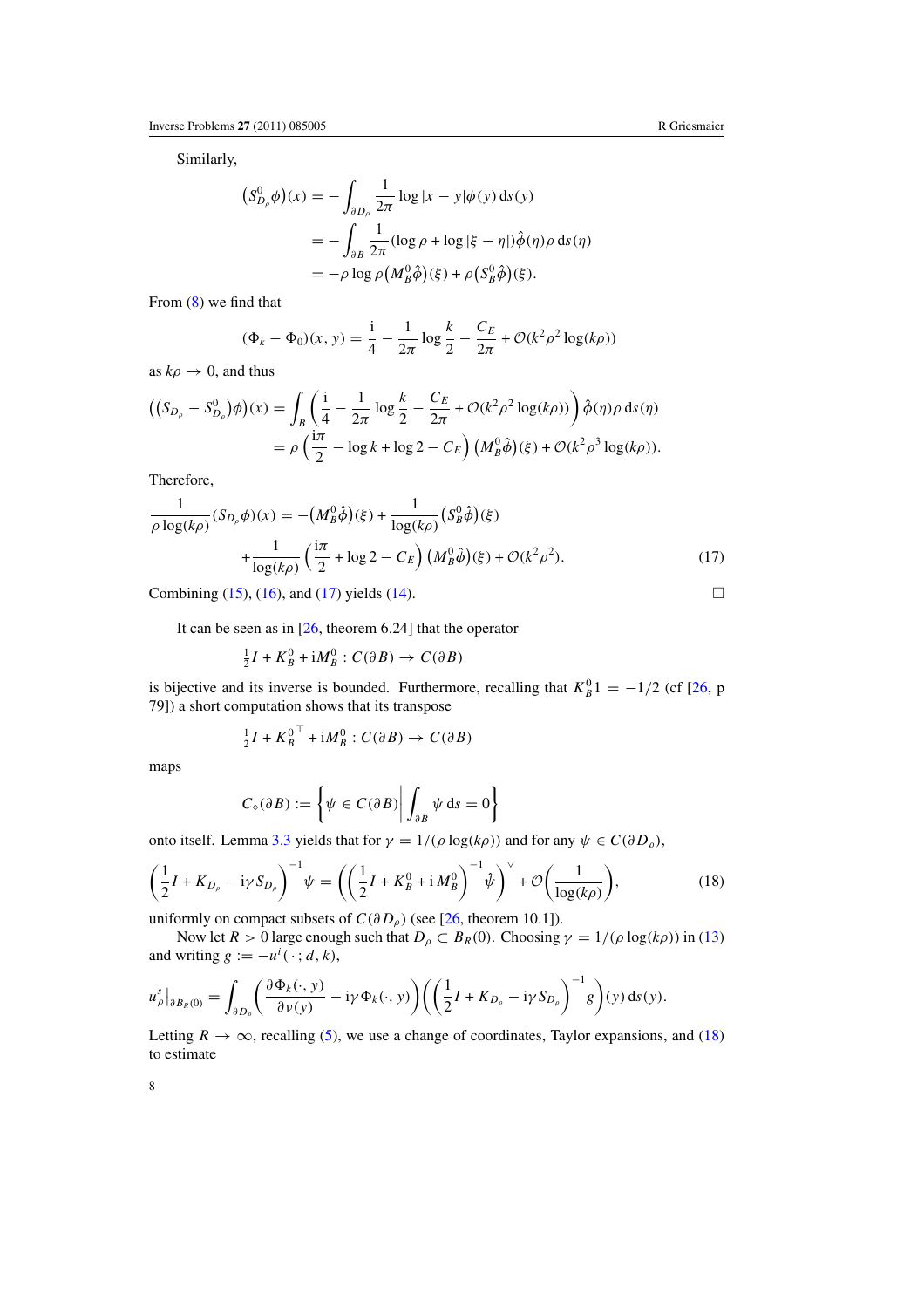Similarly,

$$
\begin{aligned}
\left(S^0_{D_\rho}\phi\right)(x) &= -\int_{\partial D_\rho} \frac{1}{2\pi} \log|x-y| \phi(y)\, \mathrm{d}s(y) \\
&= -\int_{\partial B} \frac{1}{2\pi} (\log\rho + \log|\xi - \eta|) \hat{\phi}(\eta) \rho\, \mathrm{d}s(\eta) \\
&= -\rho \log\rho \left(M^0_B \hat{\phi}\right)(\xi) + \rho \left(S^0_B \hat{\phi}\right)(\xi).
\end{aligned}
$$

From (8) we find that

$$
(\Phi_k - \Phi_0)(x, y) = \frac{\mathrm{i}}{4} - \frac{1}{2\pi} \log \frac{k}{2} - \frac{C_E}{2\pi} + \mathcal{O}(k^2\rho^2 \log(k\rho))
$$

as $k\rho \to 0$, and thus

$$
\begin{aligned}
\left(\left(S_{D_\rho} - S^0_{D_\rho}\right)\phi\right)(x) &= \int_B \left(\frac{\mathrm{i}}{4} - \frac{1}{2\pi} \log \frac{k}{2} - \frac{C_E}{2\pi} + \mathcal{O}(k^2\rho^2 \log(k\rho))\right) \hat{\phi}(\eta) \rho\, \mathrm{d}s(\eta) \\
&= \rho \left(\frac{\mathrm{i}\pi}{2} - \log k + \log 2 - C_E\right) \left(M^0_B \hat{\phi}\right)(\xi) + \mathcal{O}(k^2\rho^3 \log(k\rho)).
\end{aligned}
$$

Therefore,

$$
\begin{aligned}
\frac{1}{\rho \log(k\rho)} (S_{D_\rho}\phi)(x) &= -\left(M^0_B \hat{\phi}\right)(\xi) + \frac{1}{\log(k\rho)} \left(S^0_B \hat{\phi}\right)(\xi) \\
&\quad + \frac{1}{\log(k\rho)} \left(\frac{\mathrm{i}\pi}{2} + \log 2 - C_E\right) \left(M^0_B \hat{\phi}\right)(\xi) + \mathcal{O}(k^2\rho^2). \qquad (17)
\end{aligned}
$$

Combining (15), (16), and (17) yields (14). □

It can be seen as in [26, theorem 6.24] that the operator

$$
\tfrac{1}{2} I + K^0_B + \mathrm{i} M^0_B : C(\partial B) \to C(\partial B)
$$

is bijective and its inverse is bounded. Furthermore, recalling that $K^0_B 1 = -1/2$ (cf [26, p 79]) a short computation shows that its transpose

$$
\tfrac{1}{2} I + {K^0_B}^\top + \mathrm{i} M^0_B : C(\partial B) \to C(\partial B)
$$

maps

$$
C_\diamond(\partial B) := \left\{ \psi \in C(\partial B) \,\middle|\, \int_{\partial B} \psi \, \mathrm{d}s = 0 \right\}
$$

onto itself. Lemma 3.3 yields that for $\gamma = 1/(\rho \log(k\rho))$ and for any $\psi \in C(\partial D_\rho)$,

$$
\left(\frac{1}{2} I + K_{D_\rho} - \mathrm{i}\gamma S_{D_\rho}\right)^{-1} \psi = \left(\left(\frac{1}{2} I + K^0_B + \mathrm{i}\, M^0_B\right)^{-1} \hat{\psi}\right)^{\vee} + \mathcal{O}\left(\frac{1}{\log(k\rho)}\right), \qquad (18)
$$

uniformly on compact subsets of $C(\partial D_\rho)$ (see [26, theorem 10.1]).

Now let $R > 0$ large enough such that $D_\rho \subset B_R(0)$. Choosing $\gamma = 1/(\rho \log(k\rho))$ in (13) and writing $g := -u^i(\,\cdot\,; d, k)$,

$$
u^s_\rho\big|_{\partial B_R(0)} = \int_{\partial D_\rho} \left(\frac{\partial \Phi_k(\cdot, y)}{\partial \nu(y)} - \mathrm{i}\gamma \Phi_k(\cdot, y)\right) \left(\left(\frac{1}{2} I + K_{D_\rho} - \mathrm{i}\gamma S_{D_\rho}\right)^{-1} g\right)(y)\, \mathrm{d}s(y).
$$

Letting $R \to \infty$, recalling (5), we use a change of coordinates, Taylor expansions, and (18) to estimate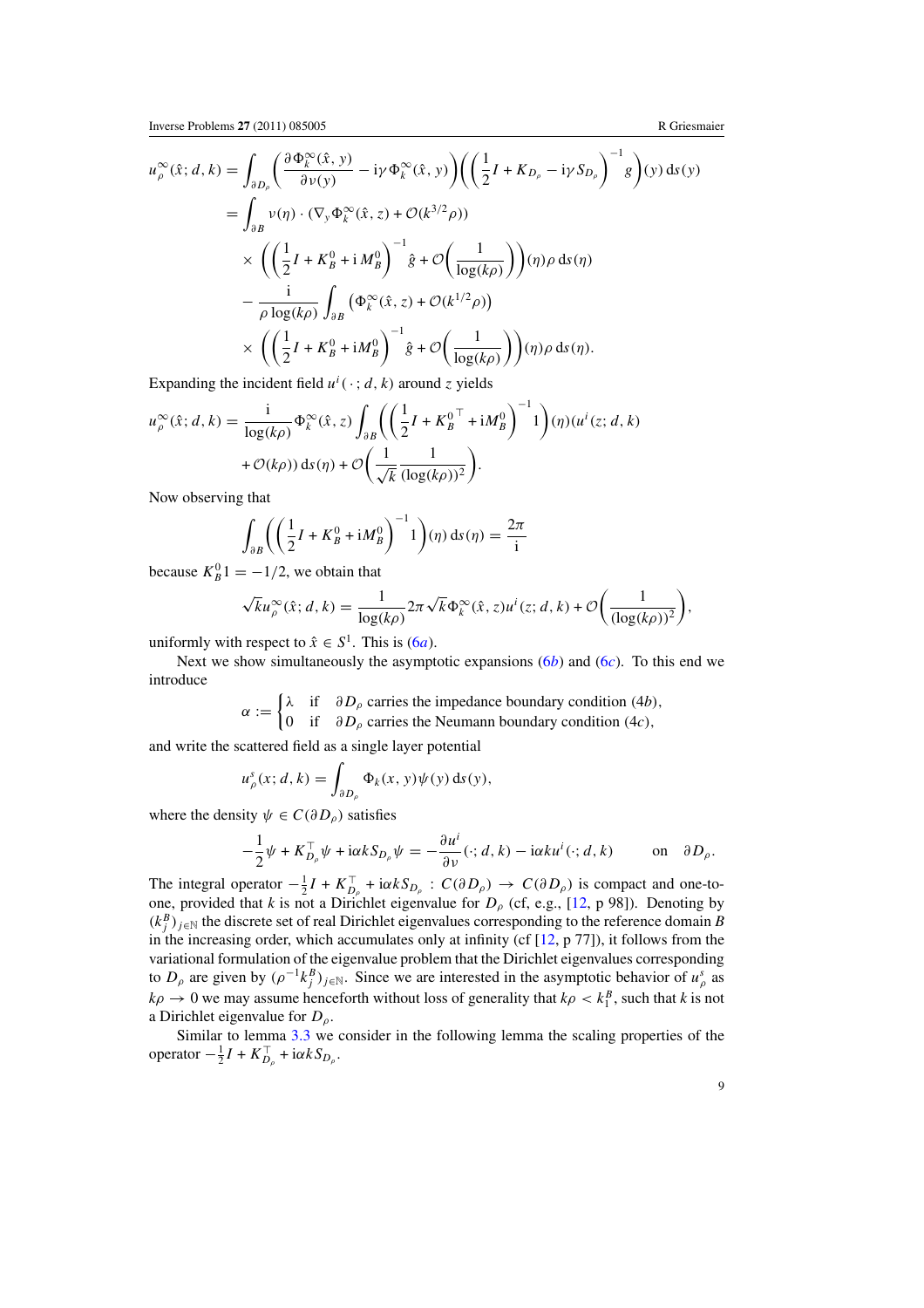$$
\begin{aligned}
u_\rho^\infty(\hat{x}; d, k) &= \int_{\partial D_\rho} \left( \frac{\partial \Phi_k^\infty(\hat{x}, y)}{\partial \nu(y)} - \mathrm{i}\gamma \Phi_k^\infty(\hat{x}, y) \right) \left( \left( \frac{1}{2} I + K_{D_\rho} - \mathrm{i}\gamma S_{D_\rho} \right)^{-1} g \right)(y) \, \mathrm{d}s(y) \\
&= \int_{\partial B} \nu(\eta) \cdot (\nabla_y \Phi_k^\infty(\hat{x}, z) + \mathcal{O}(k^{3/2}\rho)) \\
&\quad \times \left( \left( \frac{1}{2} I + K_B^0 + \mathrm{i}\, M_B^0 \right)^{-1} \hat{g} + \mathcal{O}\left( \frac{1}{\log(k\rho)} \right) \right)(\eta) \rho \, \mathrm{d}s(\eta) \\
&\quad - \frac{\mathrm{i}}{\rho \log(k\rho)} \int_{\partial B} \left( \Phi_k^\infty(\hat{x}, z) + \mathcal{O}(k^{1/2}\rho) \right) \\
&\quad \times \left( \left( \frac{1}{2} I + K_B^0 + \mathrm{i} M_B^0 \right)^{-1} \hat{g} + \mathcal{O}\left( \frac{1}{\log(k\rho)} \right) \right)(\eta) \rho \, \mathrm{d}s(\eta).
\end{aligned}
$$

Expanding the incident field $u^i(\cdot\,; d, k)$ around $z$ yields

$$
\begin{aligned}
u_\rho^\infty(\hat{x}; d, k) &= \frac{\mathrm{i}}{\log(k\rho)} \Phi_k^\infty(\hat{x}, z) \int_{\partial B} \left( \left( \frac{1}{2} I + K_B^{0\top} + \mathrm{i} M_B^0 \right)^{-1} 1 \right)(\eta) (u^i(z; d, k) \\
&\quad + \mathcal{O}(k\rho)) \, \mathrm{d}s(\eta) + \mathcal{O}\left( \frac{1}{\sqrt{k}} \frac{1}{(\log(k\rho))^2} \right).
\end{aligned}
$$

Now observing that

$$
\int_{\partial B} \left( \left( \frac{1}{2} I + K_B^0 + \mathrm{i} M_B^0 \right)^{-1} 1 \right)(\eta) \, \mathrm{d}s(\eta) = \frac{2\pi}{\mathrm{i}}
$$

because $K_B^0 1 = -1/2$, we obtain that

$$
\sqrt{k} u_\rho^\infty(\hat{x}; d, k) = \frac{1}{\log(k\rho)} 2\pi \sqrt{k} \Phi_k^\infty(\hat{x}, z) u^i(z; d, k) + \mathcal{O}\left( \frac{1}{(\log(k\rho))^2} \right),
$$

uniformly with respect to $\hat{x} \in S^1$. This is (6*a*).

Next we show simultaneously the asymptotic expansions (6*b*) and (6*c*). To this end we introduce

$$
\alpha := \begin{cases} \lambda & \text{if} \quad \partial D_\rho \text{ carries the impedance boundary condition (4}b\text{)}, \\ 0 & \text{if} \quad \partial D_\rho \text{ carries the Neumann boundary condition (4}c\text{)}, \end{cases}
$$

and write the scattered field as a single layer potential

$$
u_\rho^s(x; d, k) = \int_{\partial D_\rho} \Phi_k(x, y) \psi(y) \, \mathrm{d}s(y),
$$

where the density $\psi \in C(\partial D_\rho)$ satisfies

$$
-\frac{1}{2}\psi + K_{D_\rho}^\top \psi + \mathrm{i}\alpha k S_{D_\rho} \psi = -\frac{\partial u^i}{\partial \nu}(\cdot\,; d, k) - \mathrm{i}\alpha k u^i(\cdot\,; d, k) \qquad \text{on} \quad \partial D_\rho.
$$

The integral operator $-\frac{1}{2} I + K_{D_\rho}^\top + \mathrm{i}\alpha k S_{D_\rho} : C(\partial D_\rho) \to C(\partial D_\rho)$ is compact and one-to-one, provided that $k$ is not a Dirichlet eigenvalue for $D_\rho$ (cf, e.g., [12, p 98]). Denoting by $(k_j^B)_{j\in\mathbb{N}}$ the discrete set of real Dirichlet eigenvalues corresponding to the reference domain $B$ in the increasing order, which accumulates only at infinity (cf [12, p 77]), it follows from the variational formulation of the eigenvalue problem that the Dirichlet eigenvalues corresponding to $D_\rho$ are given by $(\rho^{-1}k_j^B)_{j\in\mathbb{N}}$. Since we are interested in the asymptotic behavior of $u_\rho^s$ as $k\rho \to 0$ we may assume henceforth without loss of generality that $k\rho < k_1^B$, such that $k$ is not a Dirichlet eigenvalue for $D_\rho$.

Similar to lemma 3.3 we consider in the following lemma the scaling properties of the operator $-\frac{1}{2} I + K_{D_\rho}^\top + \mathrm{i}\alpha k S_{D_\rho}$.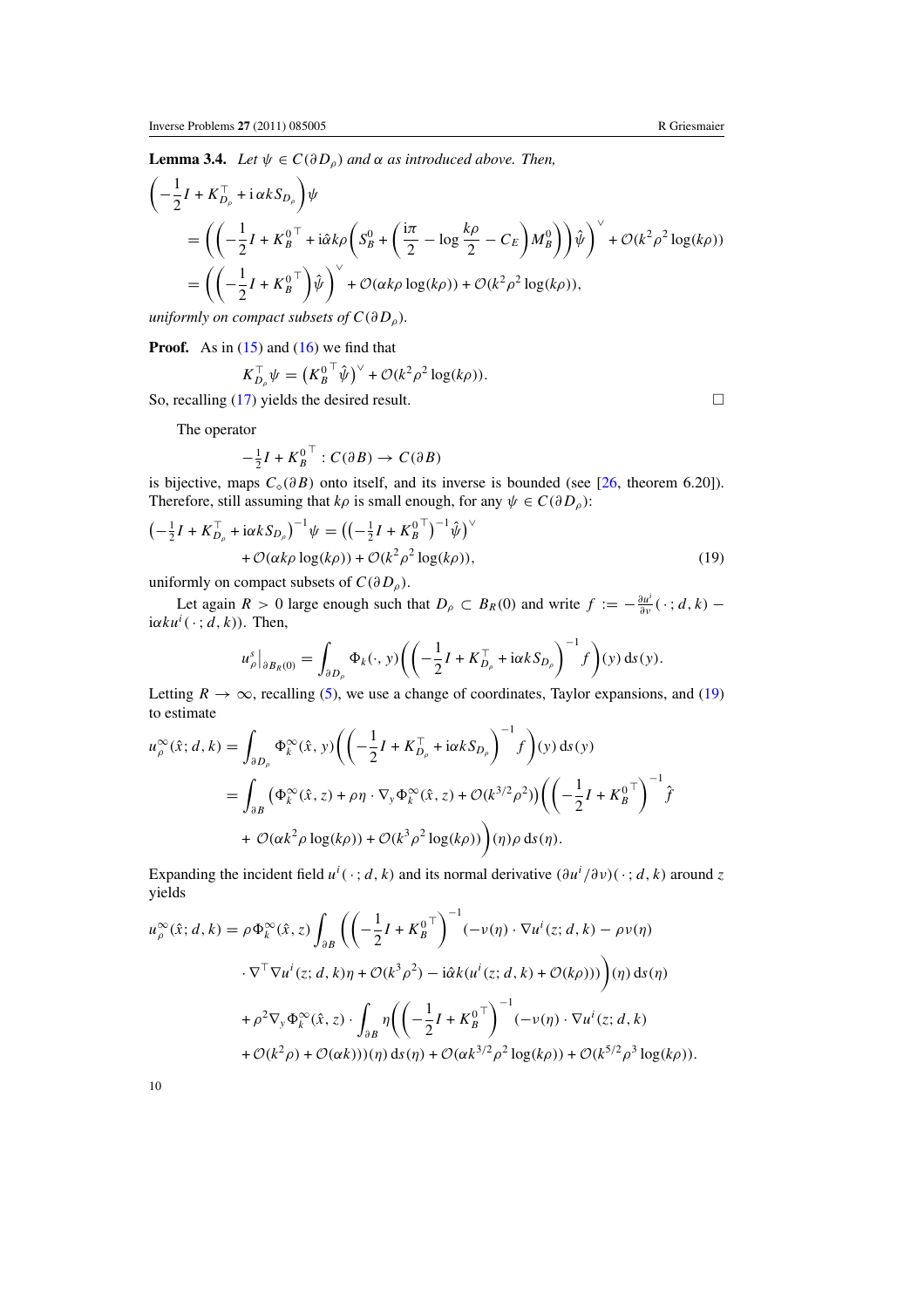**Lemma 3.4.** *Let $\psi \in C(\partial D_\rho)$ and $\alpha$ as introduced above. Then,*

$$\left(-\frac{1}{2}I + K_{D_\rho}^\top + \mathrm{i}\,\alpha k S_{D_\rho}\right)\psi$$
$$= \left(\left(-\frac{1}{2}I + K_B^{0\,\top} + \mathrm{i}\hat{\alpha}k\rho\left(S_B^0 + \left(\frac{\mathrm{i}\pi}{2} - \log\frac{k\rho}{2} - C_E\right)M_B^0\right)\right)\hat{\psi}\right)^\vee + \mathcal{O}(k^2\rho^2\log(k\rho))$$
$$= \left(\left(-\frac{1}{2}I + K_B^{0\,\top}\right)\hat{\psi}\right)^\vee + \mathcal{O}(\alpha k\rho\log(k\rho)) + \mathcal{O}(k^2\rho^2\log(k\rho)),$$

*uniformly on compact subsets of $C(\partial D_\rho)$.*

**Proof.** As in (15) and (16) we find that

$$K_{D_\rho}^\top\psi = \left(K_B^{0\,\top}\hat{\psi}\right)^\vee + \mathcal{O}(k^2\rho^2\log(k\rho)).$$

So, recalling (17) yields the desired result. $\square$

The operator

$$-\tfrac{1}{2}I + K_B^{0\,\top} : C(\partial B) \to C(\partial B)$$

is bijective, maps $C_\diamond(\partial B)$ onto itself, and its inverse is bounded (see [26, theorem 6.20]). Therefore, still assuming that $k\rho$ is small enough, for any $\psi \in C(\partial D_\rho)$:

$$\left(-\tfrac{1}{2}I + K_{D_\rho}^\top + \mathrm{i}\alpha k S_{D_\rho}\right)^{-1}\psi = \left(\left(-\tfrac{1}{2}I + K_B^{0\,\top}\right)^{-1}\hat{\psi}\right)^\vee + \mathcal{O}(\alpha k\rho\log(k\rho)) + \mathcal{O}(k^2\rho^2\log(k\rho)), \tag{19}$$

uniformly on compact subsets of $C(\partial D_\rho)$.

Let again $R > 0$ large enough such that $D_\rho \subset B_R(0)$ and write $f := -\frac{\partial u^i}{\partial \nu}(\,\cdot\,; d, k) - \mathrm{i}\alpha k u^i(\,\cdot\,; d, k))$. Then,

$$u_\rho^s\big|_{\partial B_R(0)} = \int_{\partial D_\rho} \Phi_k(\cdot, y)\left(\left(-\frac{1}{2}I + K_{D_\rho}^\top + \mathrm{i}\alpha k S_{D_\rho}\right)^{-1} f\right)(y)\,\mathrm{d}s(y).$$

Letting $R \to \infty$, recalling (5), we use a change of coordinates, Taylor expansions, and (19) to estimate

$$u_\rho^\infty(\hat{x}; d, k) = \int_{\partial D_\rho} \Phi_k^\infty(\hat{x}, y)\left(\left(-\frac{1}{2}I + K_{D_\rho}^\top + \mathrm{i}\alpha k S_{D_\rho}\right)^{-1} f\right)(y)\,\mathrm{d}s(y)$$
$$= \int_{\partial B}\left(\Phi_k^\infty(\hat{x}, z) + \rho\eta\cdot\nabla_y\Phi_k^\infty(\hat{x}, z) + \mathcal{O}(k^{3/2}\rho^2)\right)\left(\left(-\frac{1}{2}I + K_B^{0\,\top}\right)^{-1}\hat{f}\right.$$
$$\left. +\ \mathcal{O}(\alpha k^2\rho\log(k\rho)) + \mathcal{O}(k^3\rho^2\log(k\rho))\right)(\eta)\rho\,\mathrm{d}s(\eta).$$

Expanding the incident field $u^i(\,\cdot\,; d, k)$ and its normal derivative $(\partial u^i/\partial\nu)(\,\cdot\,; d, k)$ around $z$ yields

$$u_\rho^\infty(\hat{x}; d, k) = \rho\Phi_k^\infty(\hat{x}, z)\int_{\partial B}\left(\left(-\frac{1}{2}I + K_B^{0\,\top}\right)^{-1}(-\nu(\eta)\cdot\nabla u^i(z; d, k) - \rho\nu(\eta)\right.$$
$$\left.\cdot\nabla^\top\nabla u^i(z; d, k)\eta + \mathcal{O}(k^3\rho^2) - \mathrm{i}\hat{\alpha}k(u^i(z; d, k) + \mathcal{O}(k\rho))\right)(\eta)\,\mathrm{d}s(\eta)$$
$$+ \rho^2\nabla_y\Phi_k^\infty(\hat{x}, z)\cdot\int_{\partial B}\eta\left(\left(-\frac{1}{2}I + K_B^{0\,\top}\right)^{-1}(-\nu(\eta)\cdot\nabla u^i(z; d, k)\right.$$
$$\left. + \mathcal{O}(k^2\rho) + \mathcal{O}(\alpha k))\right)(\eta)\,\mathrm{d}s(\eta) + \mathcal{O}(\alpha k^{3/2}\rho^2\log(k\rho)) + \mathcal{O}(k^{5/2}\rho^3\log(k\rho)).$$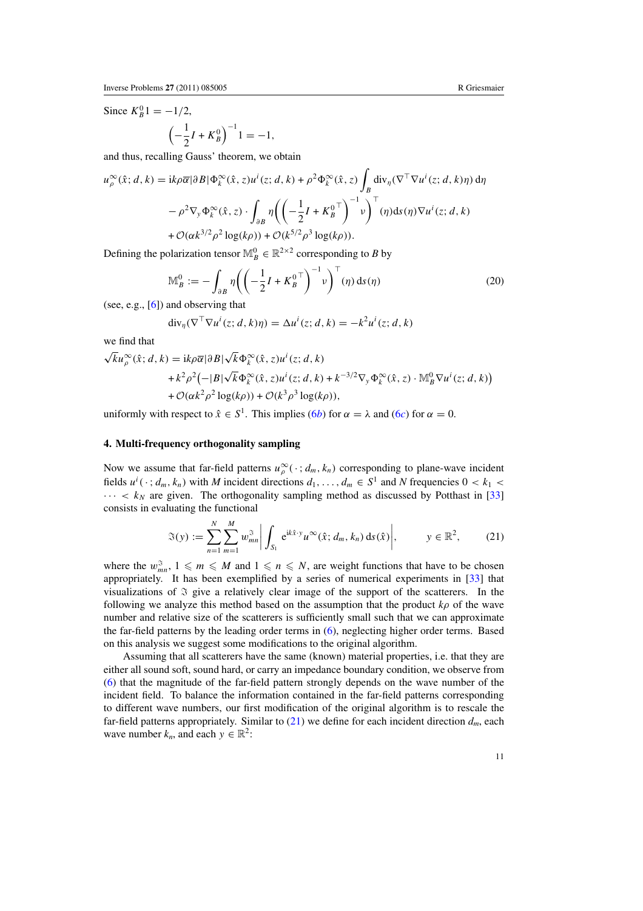Since $K_B^0 1 = -1/2$,

$$\left(-\frac{1}{2}I + K_B^0\right)^{-1} 1 = -1,$$

and thus, recalling Gauss' theorem, we obtain

$$\begin{aligned}
u_\rho^\infty(\hat{x}; d, k) &= \mathrm{i}k\rho\overline{\alpha}|\partial B|\Phi_k^\infty(\hat{x}, z)u^i(z; d, k) + \rho^2\Phi_k^\infty(\hat{x}, z)\int_B \mathrm{div}_\eta(\nabla^\top \nabla u^i(z; d, k)\eta)\,\mathrm{d}\eta \\
&\quad - \rho^2 \nabla_y \Phi_k^\infty(\hat{x}, z) \cdot \int_{\partial B} \eta\left(\left(-\frac{1}{2}I + {K_B^0}^\top\right)^{-1}\nu\right)^\top(\eta)\,\mathrm{d}s(\eta)\nabla u^i(z; d, k) \\
&\quad + \mathcal{O}(\alpha k^{3/2}\rho^2\log(k\rho)) + \mathcal{O}(k^{5/2}\rho^3\log(k\rho)).
\end{aligned}$$

Defining the polarization tensor $\mathbb{M}_B^0 \in \mathbb{R}^{2\times 2}$ corresponding to $B$ by

$$\mathbb{M}_B^0 := -\int_{\partial B} \eta\left(\left(-\frac{1}{2}I + {K_B^0}^\top\right)^{-1}\nu\right)^\top(\eta)\,\mathrm{d}s(\eta) \tag{20}$$

(see, e.g., [6]) and observing that

$$\mathrm{div}_\eta(\nabla^\top \nabla u^i(z; d, k)\eta) = \Delta u^i(z; d, k) = -k^2 u^i(z; d, k)$$

we find that

$$\begin{aligned}
\sqrt{k}u_\rho^\infty(\hat{x}; d, k) &= \mathrm{i}k\rho\overline{\alpha}|\partial B|\sqrt{k}\Phi_k^\infty(\hat{x}, z)u^i(z; d, k) \\
&\quad + k^2\rho^2\big(-|B|\sqrt{k}\Phi_k^\infty(\hat{x}, z)u^i(z; d, k) + k^{-3/2}\nabla_y\Phi_k^\infty(\hat{x}, z)\cdot\mathbb{M}_B^0\nabla u^i(z; d, k)\big) \\
&\quad + \mathcal{O}(\alpha k^2\rho^2\log(k\rho)) + \mathcal{O}(k^3\rho^3\log(k\rho)),
\end{aligned}$$

uniformly with respect to $\hat{x} \in S^1$. This implies (6*b*) for $\alpha = \lambda$ and (6*c*) for $\alpha = 0$.

## 4. Multi-frequency orthogonality sampling

Now we assume that far-field patterns $u_\rho^\infty(\cdot\,; d_m, k_n)$ corresponding to plane-wave incident fields $u^i(\cdot\,; d_m, k_n)$ with $M$ incident directions $d_1, \ldots, d_m \in S^1$ and $N$ frequencies $0 < k_1 < \cdots < k_N$ are given. The orthogonality sampling method as discussed by Potthast in [33] consists in evaluating the functional

$$\Im(y) := \sum_{n=1}^{N}\sum_{m=1}^{M} w_{mn}^{\Im}\left|\int_{S_1} \mathrm{e}^{\mathrm{i}k\hat{x}\cdot y}u^\infty(\hat{x}; d_m, k_n)\,\mathrm{d}s(\hat{x})\right|, \qquad y \in \mathbb{R}^2, \tag{21}$$

where the $w_{mn}^{\Im}$, $1 \leqslant m \leqslant M$ and $1 \leqslant n \leqslant N$, are weight functions that have to be chosen appropriately. It has been exemplified by a series of numerical experiments in [33] that visualizations of $\Im$ give a relatively clear image of the support of the scatterers. In the following we analyze this method based on the assumption that the product $k\rho$ of the wave number and relative size of the scatterers is sufficiently small such that we can approximate the far-field patterns by the leading order terms in (6), neglecting higher order terms. Based on this analysis we suggest some modifications to the original algorithm.

Assuming that all scatterers have the same (known) material properties, i.e. that they are either all sound soft, sound hard, or carry an impedance boundary condition, we observe from (6) that the magnitude of the far-field pattern strongly depends on the wave number of the incident field. To balance the information contained in the far-field patterns corresponding to different wave numbers, our first modification of the original algorithm is to rescale the far-field patterns appropriately. Similar to (21) we define for each incident direction $d_m$, each wave number $k_n$, and each $y \in \mathbb{R}^2$: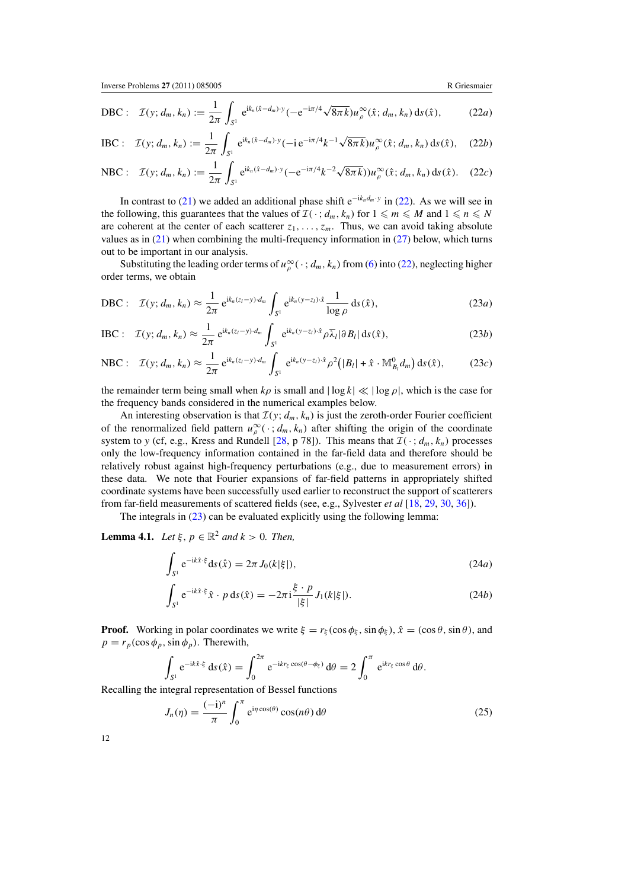$$\text{DBC}: \quad \mathcal{I}(y; d_m, k_n) := \frac{1}{2\pi} \int_{S^1} \mathrm{e}^{\mathrm{i}k_n(\hat{x}-d_m)\cdot y} (-\mathrm{e}^{-\mathrm{i}\pi/4}\sqrt{8\pi k}) u_\rho^\infty(\hat{x}; d_m, k_n) \, \mathrm{d}s(\hat{x}), \tag{22a}$$

$$\text{IBC}: \quad \mathcal{I}(y; d_m, k_n) := \frac{1}{2\pi} \int_{S^1} \mathrm{e}^{\mathrm{i}k_n(\hat{x}-d_m)\cdot y} (-\mathrm{i}\, \mathrm{e}^{-\mathrm{i}\pi/4} k^{-1}\sqrt{8\pi k}) u_\rho^\infty(\hat{x}; d_m, k_n) \, \mathrm{d}s(\hat{x}), \tag{22b}$$

$$\text{NBC}: \quad \mathcal{I}(y; d_m, k_n) := \frac{1}{2\pi} \int_{S^1} \mathrm{e}^{\mathrm{i}k_n(\hat{x}-d_m)\cdot y} (-\mathrm{e}^{-\mathrm{i}\pi/4} k^{-2}\sqrt{8\pi k})) u_\rho^\infty(\hat{x}; d_m, k_n) \, \mathrm{d}s(\hat{x}). \tag{22c}$$

In contrast to (21) we added an additional phase shift $\mathrm{e}^{-\mathrm{i}k_n d_m \cdot y}$ in (22). As we will see in the following, this guarantees that the values of $\mathcal{I}(\,\cdot\,; d_m, k_n)$ for $1 \leqslant m \leqslant M$ and $1 \leqslant n \leqslant N$ are coherent at the center of each scatterer $z_1, \ldots, z_m$. Thus, we can avoid taking absolute values as in (21) when combining the multi-frequency information in (27) below, which turns out to be important in our analysis.

Substituting the leading order terms of $u_\rho^\infty(\,\cdot\,; d_m, k_n)$ from (6) into (22), neglecting higher order terms, we obtain

$$\text{DBC}: \quad \mathcal{I}(y; d_m, k_n) \approx \frac{1}{2\pi} \mathrm{e}^{\mathrm{i}k_n(z_l - y)\cdot d_m} \int_{S^1} \mathrm{e}^{\mathrm{i}k_n(y-z_l)\cdot\hat{x}} \frac{1}{\log\rho} \, \mathrm{d}s(\hat{x}), \tag{23a}$$

$$\text{IBC}: \quad \mathcal{I}(y; d_m, k_n) \approx \frac{1}{2\pi} \mathrm{e}^{\mathrm{i}k_n(z_l - y)\cdot d_m} \int_{S^1} \mathrm{e}^{\mathrm{i}k_n(y-z_l)\cdot\hat{x}} \rho\overline{\lambda}_l |\partial B_l| \, \mathrm{d}s(\hat{x}), \tag{23b}$$

$$\text{NBC}: \quad \mathcal{I}(y; d_m, k_n) \approx \frac{1}{2\pi} \mathrm{e}^{\mathrm{i}k_n(z_l - y)\cdot d_m} \int_{S^1} \mathrm{e}^{\mathrm{i}k_n(y-z_l)\cdot\hat{x}} \rho^2 \big(|B_l| + \hat{x}\cdot \mathbb{M}_{B_l}^0 d_m\big) \, \mathrm{d}s(\hat{x}), \tag{23c}$$

the remainder term being small when $k\rho$ is small and $|\log k| \ll |\log \rho|$, which is the case for the frequency bands considered in the numerical examples below.

An interesting observation is that $\mathcal{I}(y; d_m, k_n)$ is just the zeroth-order Fourier coefficient of the renormalized field pattern $u_\rho^\infty(\,\cdot\,; d_m, k_n)$ after shifting the origin of the coordinate system to $y$ (cf, e.g., Kress and Rundell [28, p 78]). This means that $\mathcal{I}(\,\cdot\,; d_m, k_n)$ processes only the low-frequency information contained in the far-field data and therefore should be relatively robust against high-frequency perturbations (e.g., due to measurement errors) in these data. We note that Fourier expansions of far-field patterns in appropriately shifted coordinate systems have been successfully used earlier to reconstruct the support of scatterers from far-field measurements of scattered fields (see, e.g., Sylvester *et al* [18, 29, 30, 36]).

The integrals in (23) can be evaluated explicitly using the following lemma:

**Lemma 4.1.** *Let $\xi, p \in \mathbb{R}^2$ and $k > 0$. Then,*

$$\int_{S^1} \mathrm{e}^{-\mathrm{i}k\hat{x}\cdot\xi} \mathrm{d}s(\hat{x}) = 2\pi J_0(k|\xi|), \tag{24a}$$

$$\int_{S^1} \mathrm{e}^{-\mathrm{i}k\hat{x}\cdot\xi} \hat{x}\cdot p \, \mathrm{d}s(\hat{x}) = -2\pi \mathrm{i} \frac{\xi\cdot p}{|\xi|} J_1(k|\xi|). \tag{24b}$$

**Proof.** Working in polar coordinates we write $\xi = r_\xi(\cos\phi_\xi, \sin\phi_\xi)$, $\hat{x} = (\cos\theta, \sin\theta)$, and $p = r_p(\cos\phi_p, \sin\phi_p)$. Therewith,

$$\int_{S^1} \mathrm{e}^{-\mathrm{i}k\hat{x}\cdot\xi} \, \mathrm{d}s(\hat{x}) = \int_0^{2\pi} \mathrm{e}^{-\mathrm{i}kr_\xi\cos(\theta-\phi_\xi)} \, \mathrm{d}\theta = 2\int_0^{\pi} \mathrm{e}^{\mathrm{i}kr_\xi\cos\theta} \, \mathrm{d}\theta.$$

Recalling the integral representation of Bessel functions

$$J_n(\eta) = \frac{(-\mathrm{i})^n}{\pi} \int_0^{\pi} \mathrm{e}^{\mathrm{i}\eta\cos(\theta)} \cos(n\theta) \, \mathrm{d}\theta \tag{25}$$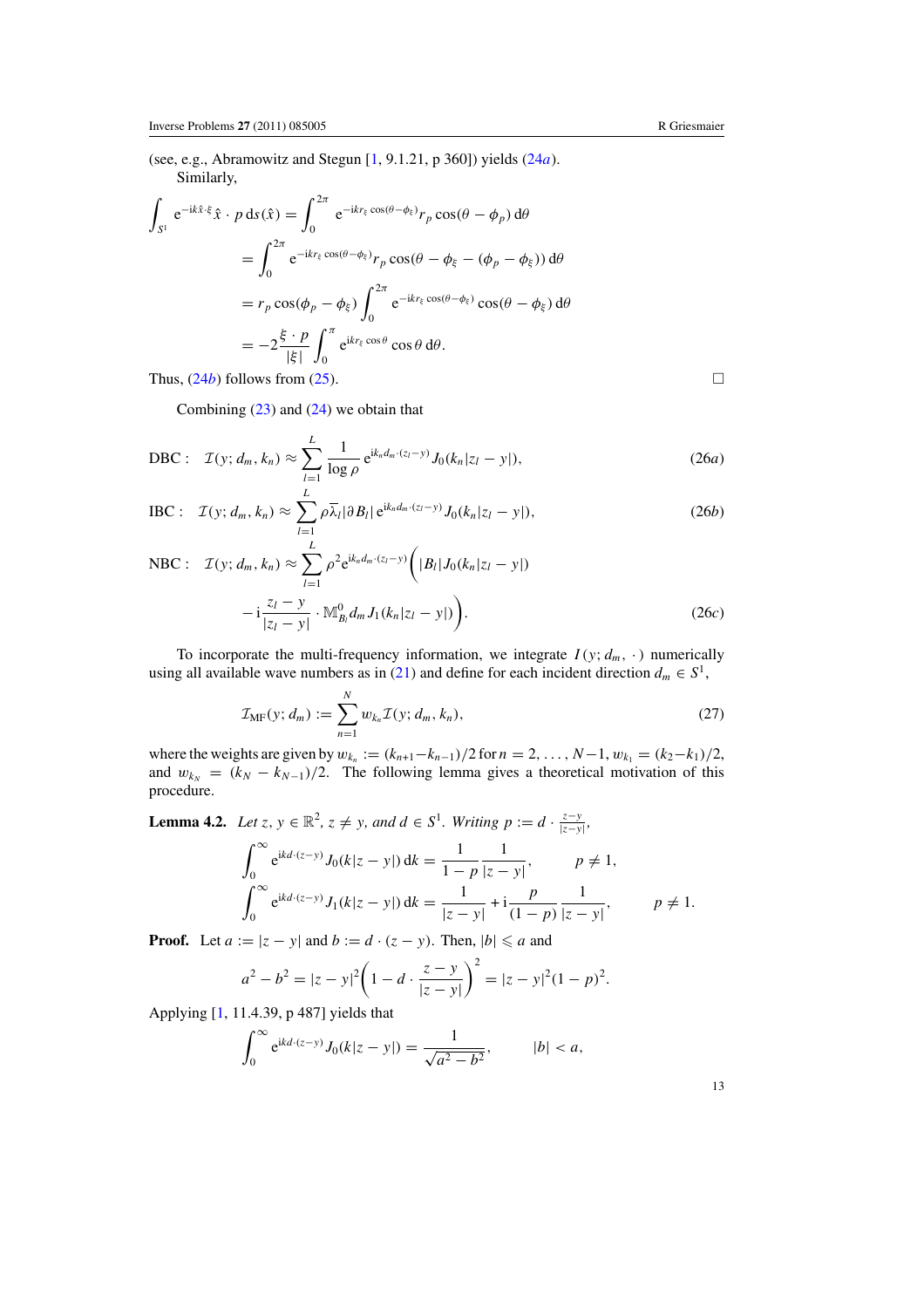(see, e.g., Abramowitz and Stegun [1, 9.1.21, p 360]) yields (24*a*).

Similarly,

$$\int_{S^1} \mathrm{e}^{-\mathrm{i}k\hat{x}\cdot\xi}\,\hat{x}\cdot p\,\mathrm{d}s(\hat{x}) = \int_0^{2\pi} \mathrm{e}^{-\mathrm{i}kr_\xi\cos(\theta-\phi_\xi)} r_p\cos(\theta-\phi_p)\,\mathrm{d}\theta$$

$$= \int_0^{2\pi} \mathrm{e}^{-\mathrm{i}kr_\xi\cos(\theta-\phi_\xi)} r_p\cos(\theta-\phi_\xi-(\phi_p-\phi_\xi))\,\mathrm{d}\theta$$

$$= r_p\cos(\phi_p-\phi_\xi)\int_0^{2\pi} \mathrm{e}^{-\mathrm{i}kr_\xi\cos(\theta-\phi_\xi)}\cos(\theta-\phi_\xi)\,\mathrm{d}\theta$$

$$= -2\frac{\xi\cdot p}{|\xi|}\int_0^{\pi} \mathrm{e}^{\mathrm{i}kr_\xi\cos\theta}\cos\theta\,\mathrm{d}\theta.$$

Thus, (24*b*) follows from (25). □

Combining (23) and (24) we obtain that

$$\text{DBC}: \quad \mathcal{I}(y;d_m,k_n) \approx \sum_{l=1}^{L} \frac{1}{\log\rho}\,\mathrm{e}^{\mathrm{i}k_n d_m\cdot(z_l-y)} J_0(k_n|z_l-y|), \tag{26a}$$

$$\text{IBC}: \quad \mathcal{I}(y;d_m,k_n) \approx \sum_{l=1}^{L} \rho\overline{\lambda}_l|\partial B_l|\,\mathrm{e}^{\mathrm{i}k_n d_m\cdot(z_l-y)} J_0(k_n|z_l-y|), \tag{26b}$$

$$\text{NBC}: \quad \mathcal{I}(y;d_m,k_n) \approx \sum_{l=1}^{L} \rho^2\mathrm{e}^{\mathrm{i}k_n d_m\cdot(z_l-y)}\bigg(|B_l|J_0(k_n|z_l-y|) - \mathrm{i}\frac{z_l-y}{|z_l-y|}\cdot\mathbb{M}^0_{B_l}d_m J_1(k_n|z_l-y|)\bigg). \tag{26c}$$

To incorporate the multi-frequency information, we integrate $I(y;d_m,\cdot)$ numerically using all available wave numbers as in (21) and define for each incident direction $d_m \in S^1$,

$$\mathcal{I}_{\mathrm{MF}}(y;d_m) := \sum_{n=1}^{N} w_{k_n}\mathcal{I}(y;d_m,k_n), \tag{27}$$

where the weights are given by $w_{k_n} := (k_{n+1}-k_{n-1})/2$ for $n = 2,\ldots,N-1$, $w_{k_1} = (k_2-k_1)/2$, and $w_{k_N} = (k_N-k_{N-1})/2$. The following lemma gives a theoretical motivation of this procedure.

**Lemma 4.2.** *Let $z, y \in \mathbb{R}^2$, $z \neq y$, and $d \in S^1$. Writing $p := d\cdot\frac{z-y}{|z-y|}$,*

$$\int_0^\infty \mathrm{e}^{\mathrm{i}kd\cdot(z-y)}J_0(k|z-y|)\,\mathrm{d}k = \frac{1}{1-p}\frac{1}{|z-y|}, \qquad p\neq 1,$$

$$\int_0^\infty \mathrm{e}^{\mathrm{i}kd\cdot(z-y)}J_1(k|z-y|)\,\mathrm{d}k = \frac{1}{|z-y|} + \mathrm{i}\frac{p}{(1-p)}\frac{1}{|z-y|}, \qquad p\neq 1.$$

**Proof.** Let $a := |z-y|$ and $b := d\cdot(z-y)$. Then, $|b| \leqslant a$ and

$$a^2-b^2 = |z-y|^2\bigg(1-d\cdot\frac{z-y}{|z-y|}\bigg)^2 = |z-y|^2(1-p)^2.$$

Applying [1, 11.4.39, p 487] yields that

$$\int_0^\infty \mathrm{e}^{\mathrm{i}kd\cdot(z-y)}J_0(k|z-y|) = \frac{1}{\sqrt{a^2-b^2}}, \qquad |b|<a,$$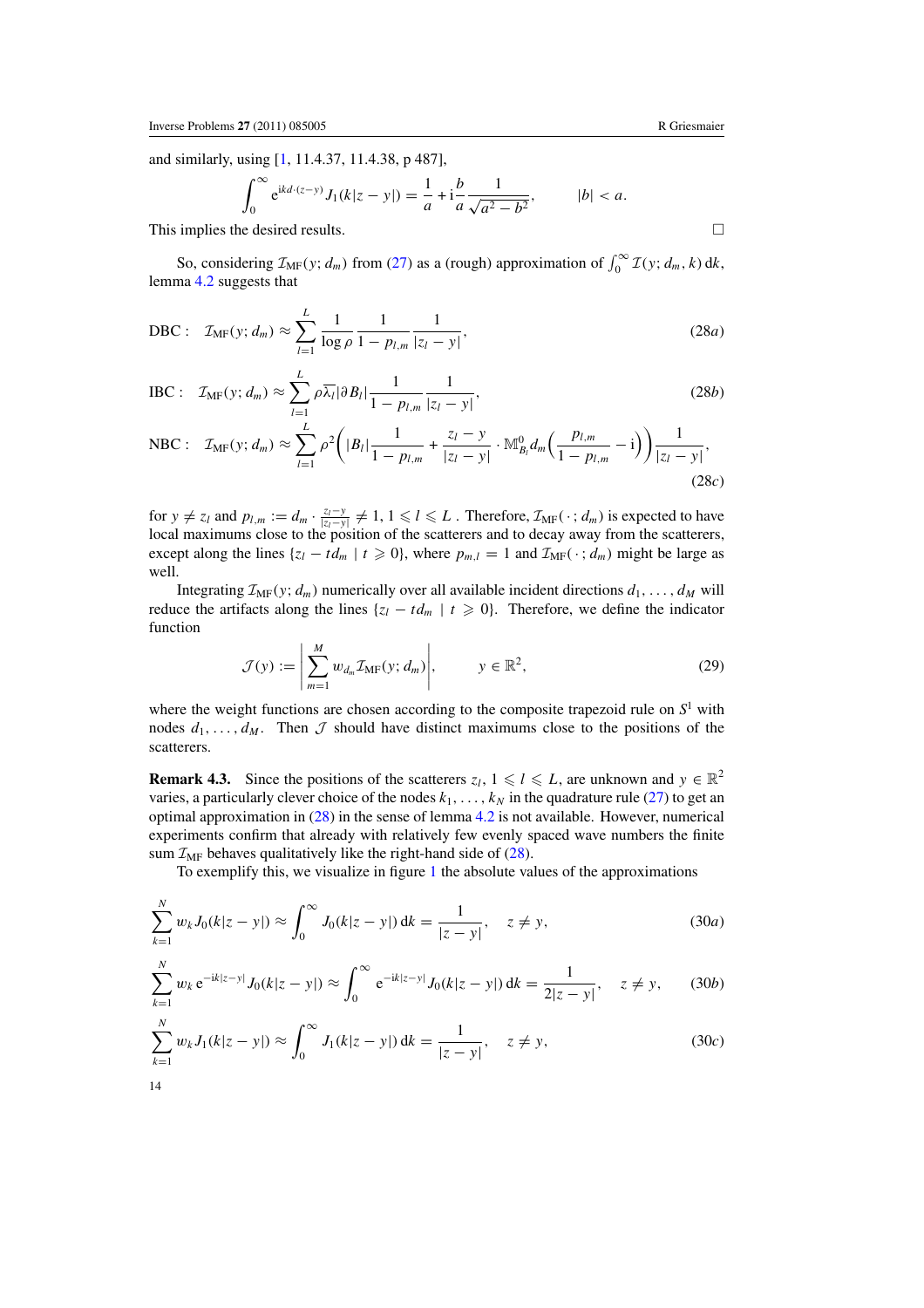and similarly, using [1, 11.4.37, 11.4.38, p 487],

$$\int_0^\infty \mathrm{e}^{\mathrm{i}kd\cdot(z-y)} J_1(k|z-y|) = \frac{1}{a} + \mathrm{i}\frac{b}{a}\frac{1}{\sqrt{a^2-b^2}}, \qquad |b| < a.$$

This implies the desired results. □

So, considering $\mathcal{I}_{\mathrm{MF}}(y; d_m)$ from (27) as a (rough) approximation of $\int_0^\infty \mathcal{I}(y; d_m, k)\,\mathrm{d}k$, lemma 4.2 suggests that

$$\text{DBC}: \quad \mathcal{I}_{\mathrm{MF}}(y; d_m) \approx \sum_{l=1}^{L} \frac{1}{\log\rho}\frac{1}{1-p_{l,m}}\frac{1}{|z_l - y|}, \tag{28a}$$

$$\text{IBC}: \quad \mathcal{I}_{\mathrm{MF}}(y; d_m) \approx \sum_{l=1}^{L} \rho\overline{\lambda_l}|\partial B_l|\frac{1}{1-p_{l,m}}\frac{1}{|z_l - y|}, \tag{28b}$$

$$\text{NBC}: \quad \mathcal{I}_{\mathrm{MF}}(y; d_m) \approx \sum_{l=1}^{L} \rho^2\bigg(|B_l|\frac{1}{1-p_{l,m}} + \frac{z_l - y}{|z_l - y|}\cdot \mathbb{M}^0_{B_l} d_m\Big(\frac{p_{l,m}}{1-p_{l,m}} - \mathrm{i}\Big)\bigg)\frac{1}{|z_l - y|}, \tag{28c}$$

for $y \neq z_l$ and $p_{l,m} := d_m \cdot \frac{z_l - y}{|z_l - y|} \neq 1$, $1 \leqslant l \leqslant L$ . Therefore, $\mathcal{I}_{\mathrm{MF}}(\,\cdot\,; d_m)$ is expected to have local maximums close to the position of the scatterers and to decay away from the scatterers, except along the lines $\{z_l - td_m \mid t \geqslant 0\}$, where $p_{m,l} = 1$ and $\mathcal{I}_{\mathrm{MF}}(\,\cdot\,; d_m)$ might be large as well.

Integrating $\mathcal{I}_{\mathrm{MF}}(y; d_m)$ numerically over all available incident directions $d_1, \ldots, d_M$ will reduce the artifacts along the lines $\{z_l - td_m \mid t \geqslant 0\}$. Therefore, we define the indicator function

$$\mathcal{J}(y) := \left|\sum_{m=1}^{M} w_{d_m}\mathcal{I}_{\mathrm{MF}}(y; d_m)\right|, \qquad y \in \mathbb{R}^2, \tag{29}$$

where the weight functions are chosen according to the composite trapezoid rule on $S^1$ with nodes $d_1, \ldots, d_M$. Then $\mathcal{J}$ should have distinct maximums close to the positions of the scatterers.

**Remark 4.3.** Since the positions of the scatterers $z_l$, $1 \leqslant l \leqslant L$, are unknown and $y \in \mathbb{R}^2$ varies, a particularly clever choice of the nodes $k_1, \ldots, k_N$ in the quadrature rule (27) to get an optimal approximation in (28) in the sense of lemma 4.2 is not available. However, numerical experiments confirm that already with relatively few evenly spaced wave numbers the finite sum $\mathcal{I}_{\mathrm{MF}}$ behaves qualitatively like the right-hand side of (28).

To exemplify this, we visualize in figure 1 the absolute values of the approximations

$$\sum_{k=1}^{N} w_k J_0(k|z-y|) \approx \int_0^\infty J_0(k|z-y|)\,\mathrm{d}k = \frac{1}{|z-y|}, \quad z \neq y, \tag{30a}$$

$$\sum_{k=1}^{N} w_k\,\mathrm{e}^{-\mathrm{i}k|z-y|} J_0(k|z-y|) \approx \int_0^\infty \mathrm{e}^{-\mathrm{i}k|z-y|} J_0(k|z-y|)\,\mathrm{d}k = \frac{1}{2|z-y|}, \quad z \neq y, \tag{30b}$$

$$\sum_{k=1}^{N} w_k J_1(k|z-y|) \approx \int_0^\infty J_1(k|z-y|)\,\mathrm{d}k = \frac{1}{|z-y|}, \quad z \neq y, \tag{30c}$$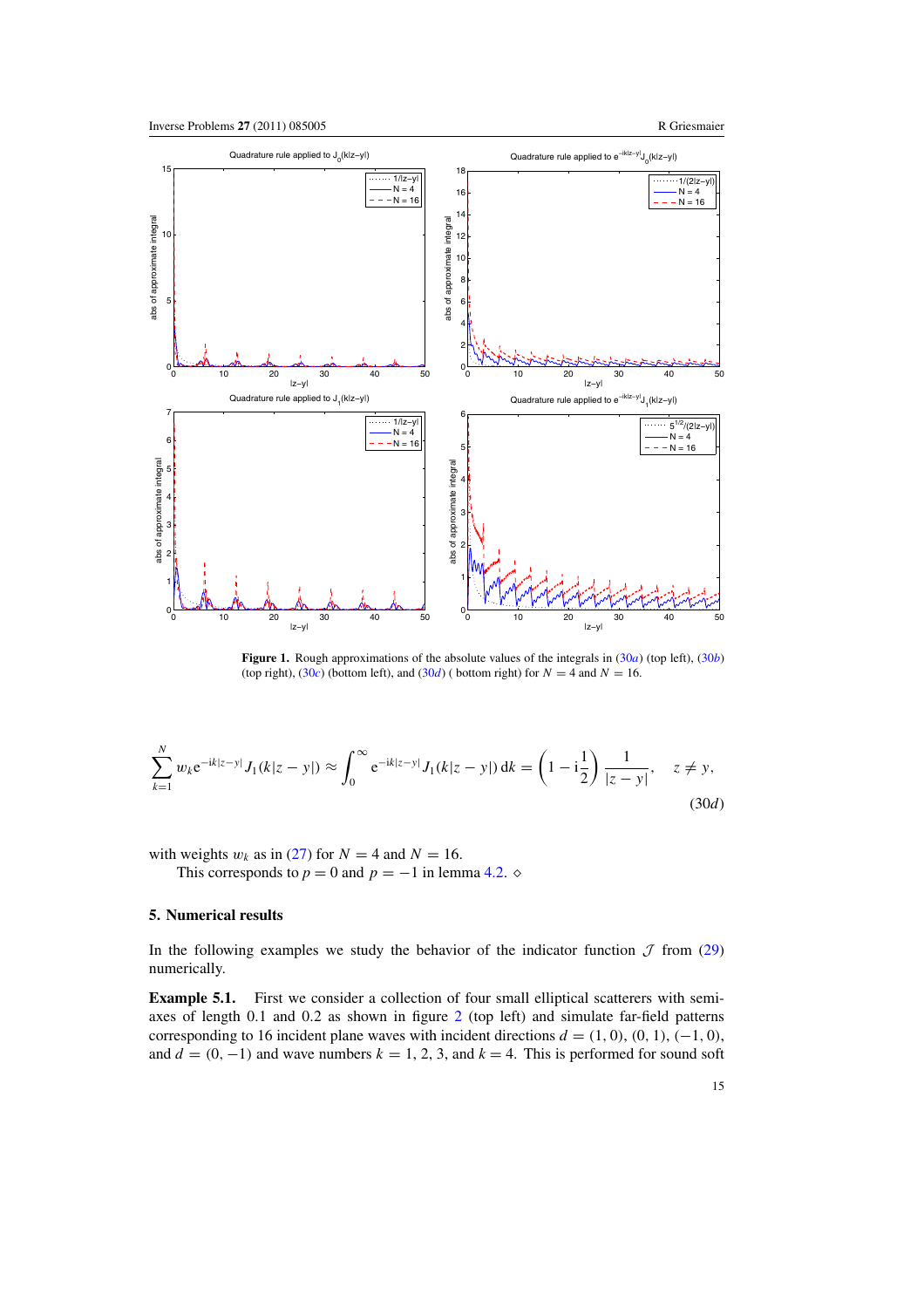**Figure 1.** Rough approximations of the absolute values of the integrals in (30*a*) (top left), (30*b*) (top right), (30*c*) (bottom left), and (30*d*) ( bottom right) for $N = 4$ and $N = 16$.

$$\sum_{k=1}^{N} w_k \mathrm{e}^{-\mathrm{i}k|z-y|} J_1(k|z-y|) \approx \int_0^\infty \mathrm{e}^{-\mathrm{i}k|z-y|} J_1(k|z-y|)\,\mathrm{d}k = \left(1 - \mathrm{i}\frac{1}{2}\right) \frac{1}{|z-y|}, \quad z \neq y, \tag{30d}$$

with weights $w_k$ as in (27) for $N = 4$ and $N = 16$.

This corresponds to $p = 0$ and $p = -1$ in lemma 4.2. ⋄

## 5. Numerical results

In the following examples we study the behavior of the indicator function $\mathcal{J}$ from (29) numerically.

**Example 5.1.** First we consider a collection of four small elliptical scatterers with semi-axes of length 0.1 and 0.2 as shown in figure 2 (top left) and simulate far-field patterns corresponding to 16 incident plane waves with incident directions $d = (1, 0)$, $(0, 1)$, $(-1, 0)$, and $d = (0, -1)$ and wave numbers $k = 1, 2, 3$, and $k = 4$. This is performed for sound soft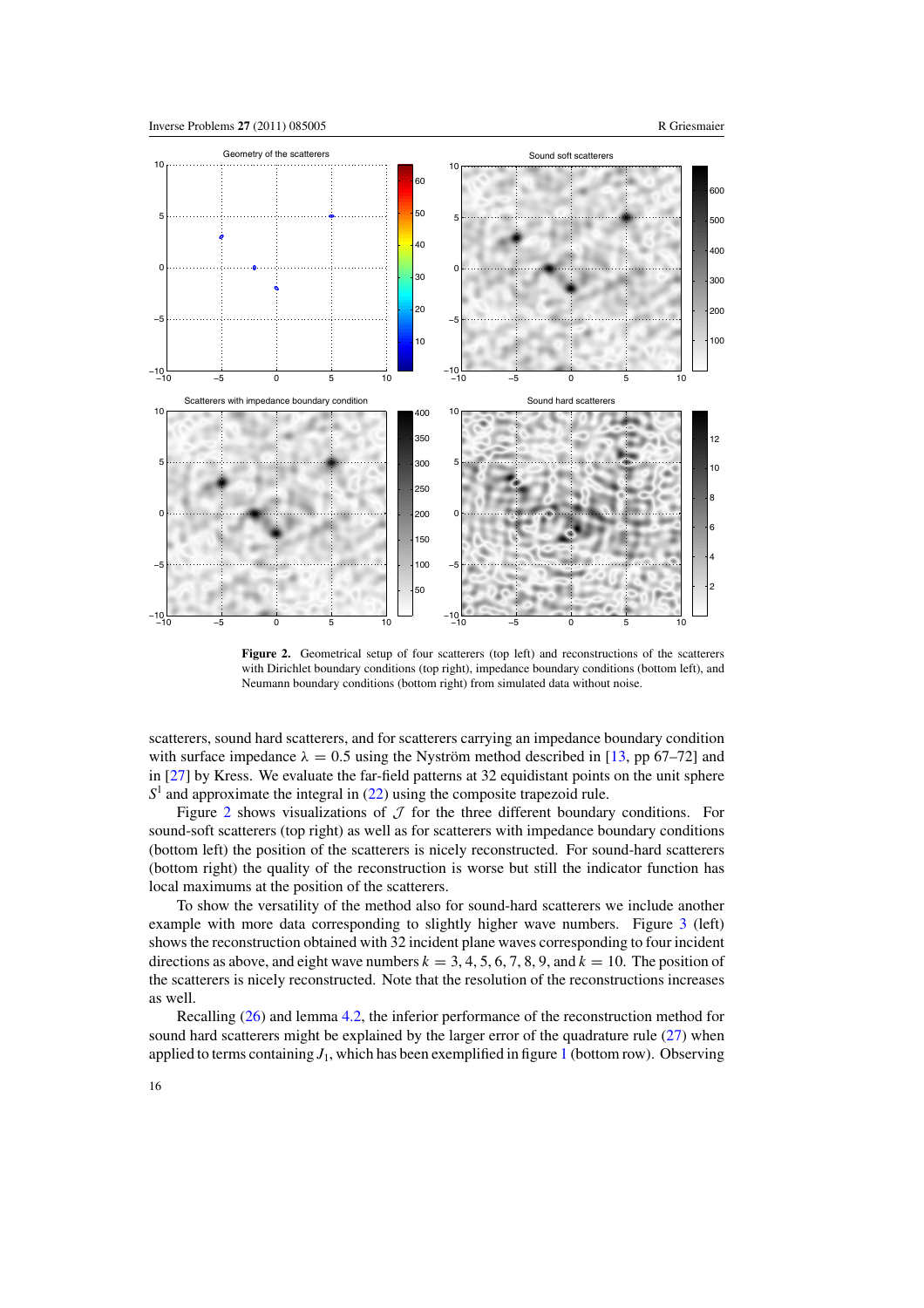**Figure 2.** Geometrical setup of four scatterers (top left) and reconstructions of the scatterers with Dirichlet boundary conditions (top right), impedance boundary conditions (bottom left), and Neumann boundary conditions (bottom right) from simulated data without noise.

scatterers, sound hard scatterers, and for scatterers carrying an impedance boundary condition with surface impedance $\lambda = 0.5$ using the Nyström method described in [13, pp 67–72] and in [27] by Kress. We evaluate the far-field patterns at 32 equidistant points on the unit sphere $S^1$ and approximate the integral in (22) using the composite trapezoid rule.

Figure 2 shows visualizations of $\mathcal{J}$ for the three different boundary conditions. For sound-soft scatterers (top right) as well as for scatterers with impedance boundary conditions (bottom left) the position of the scatterers is nicely reconstructed. For sound-hard scatterers (bottom right) the quality of the reconstruction is worse but still the indicator function has local maximums at the position of the scatterers.

To show the versatility of the method also for sound-hard scatterers we include another example with more data corresponding to slightly higher wave numbers. Figure 3 (left) shows the reconstruction obtained with 32 incident plane waves corresponding to four incident directions as above, and eight wave numbers $k = 3, 4, 5, 6, 7, 8, 9$, and $k = 10$. The position of the scatterers is nicely reconstructed. Note that the resolution of the reconstructions increases as well.

Recalling (26) and lemma 4.2, the inferior performance of the reconstruction method for sound hard scatterers might be explained by the larger error of the quadrature rule (27) when applied to terms containing $J_1$, which has been exemplified in figure 1 (bottom row). Observing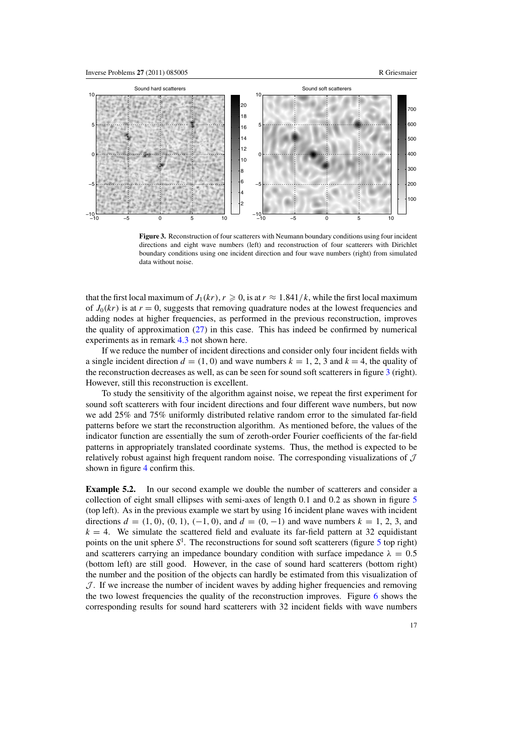**Figure 3.** Reconstruction of four scatterers with Neumann boundary conditions using four incident directions and eight wave numbers (left) and reconstruction of four scatterers with Dirichlet boundary conditions using one incident direction and four wave numbers (right) from simulated data without noise.

that the first local maximum of $J_1(kr)$, $r \geqslant 0$, is at $r \approx 1.841/k$, while the first local maximum of $J_0(kr)$ is at $r = 0$, suggests that removing quadrature nodes at the lowest frequencies and adding nodes at higher frequencies, as performed in the previous reconstruction, improves the quality of approximation (27) in this case. This has indeed be confirmed by numerical experiments as in remark 4.3 not shown here.

If we reduce the number of incident directions and consider only four incident fields with a single incident direction $d = (1, 0)$ and wave numbers $k = 1, 2, 3$ and $k = 4$, the quality of the reconstruction decreases as well, as can be seen for sound soft scatterers in figure 3 (right). However, still this reconstruction is excellent.

To study the sensitivity of the algorithm against noise, we repeat the first experiment for sound soft scatterers with four incident directions and four different wave numbers, but now we add 25% and 75% uniformly distributed relative random error to the simulated far-field patterns before we start the reconstruction algorithm. As mentioned before, the values of the indicator function are essentially the sum of zeroth-order Fourier coefficients of the far-field patterns in appropriately translated coordinate systems. Thus, the method is expected to be relatively robust against high frequent random noise. The corresponding visualizations of $\mathcal{J}$ shown in figure 4 confirm this.

**Example 5.2.** In our second example we double the number of scatterers and consider a collection of eight small ellipses with semi-axes of length 0.1 and 0.2 as shown in figure 5 (top left). As in the previous example we start by using 16 incident plane waves with incident directions $d = (1, 0)$, $(0, 1)$, $(-1, 0)$, and $d = (0, -1)$ and wave numbers $k = 1, 2, 3$, and $k = 4$. We simulate the scattered field and evaluate its far-field pattern at 32 equidistant points on the unit sphere $S^1$. The reconstructions for sound soft scatterers (figure 5 top right) and scatterers carrying an impedance boundary condition with surface impedance $\lambda = 0.5$ (bottom left) are still good. However, in the case of sound hard scatterers (bottom right) the number and the position of the objects can hardly be estimated from this visualization of $\mathcal{J}$. If we increase the number of incident waves by adding higher frequencies and removing the two lowest frequencies the quality of the reconstruction improves. Figure 6 shows the corresponding results for sound hard scatterers with 32 incident fields with wave numbers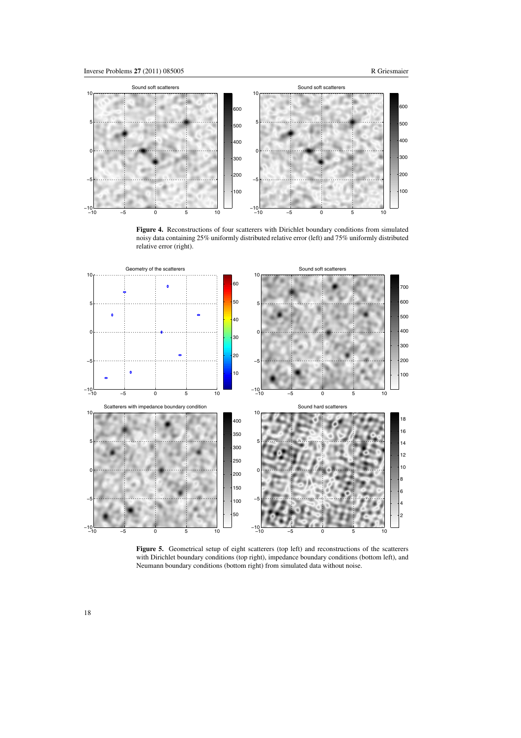**Figure 4.** Reconstructions of four scatterers with Dirichlet boundary conditions from simulated noisy data containing 25% uniformly distributed relative error (left) and 75% uniformly distributed relative error (right).

**Figure 5.** Geometrical setup of eight scatterers (top left) and reconstructions of the scatterers with Dirichlet boundary conditions (top right), impedance boundary conditions (bottom left), and Neumann boundary conditions (bottom right) from simulated data without noise.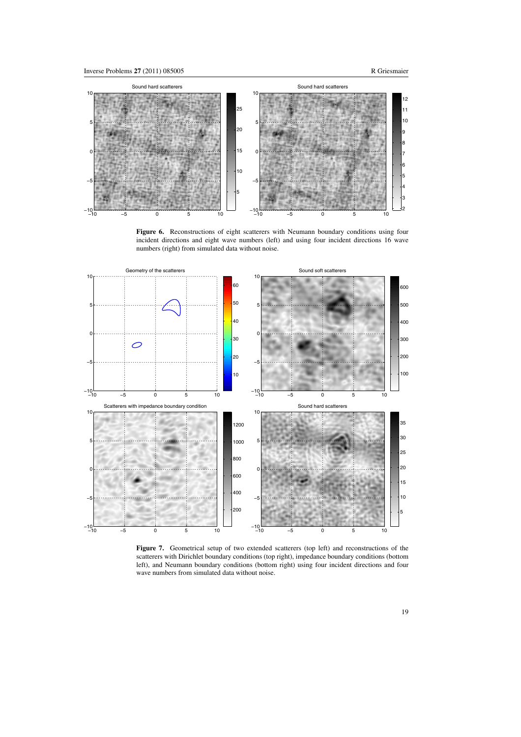**Figure 6.** Reconstructions of eight scatterers with Neumann boundary conditions using four incident directions and eight wave numbers (left) and using four incident directions 16 wave numbers (right) from simulated data without noise.

**Figure 7.** Geometrical setup of two extended scatterers (top left) and reconstructions of the scatterers with Dirichlet boundary conditions (top right), impedance boundary conditions (bottom left), and Neumann boundary conditions (bottom right) using four incident directions and four wave numbers from simulated data without noise.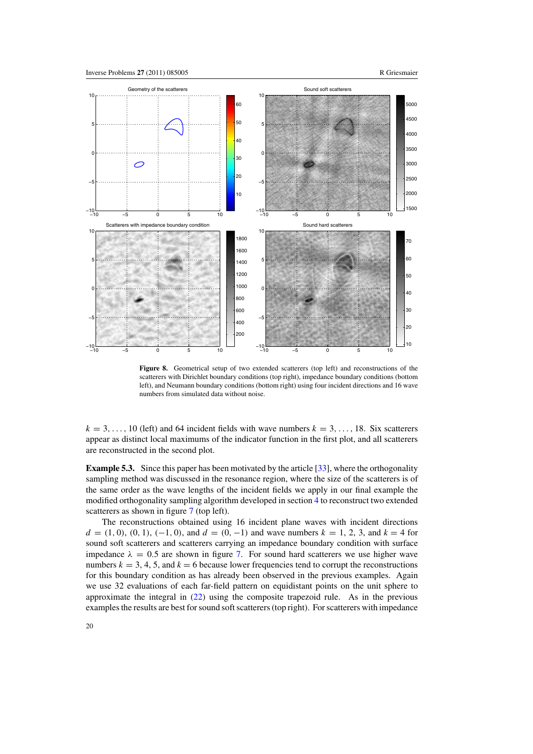**Figure 8.** Geometrical setup of two extended scatterers (top left) and reconstructions of the scatterers with Dirichlet boundary conditions (top right), impedance boundary conditions (bottom left), and Neumann boundary conditions (bottom right) using four incident directions and 16 wave numbers from simulated data without noise.

$k = 3, \ldots, 10$ (left) and 64 incident fields with wave numbers $k = 3, \ldots, 18$. Six scatterers appear as distinct local maximums of the indicator function in the first plot, and all scatterers are reconstructed in the second plot.

**Example 5.3.** Since this paper has been motivated by the article [33], where the orthogonality sampling method was discussed in the resonance region, where the size of the scatterers is of the same order as the wave lengths of the incident fields we apply in our final example the modified orthogonality sampling algorithm developed in section 4 to reconstruct two extended scatterers as shown in figure 7 (top left).

The reconstructions obtained using 16 incident plane waves with incident directions $d = (1, 0), (0, 1), (-1, 0)$, and $d = (0, -1)$ and wave numbers $k = 1, 2, 3$, and $k = 4$ for sound soft scatterers and scatterers carrying an impedance boundary condition with surface impedance $\lambda = 0.5$ are shown in figure 7. For sound hard scatterers we use higher wave numbers $k = 3, 4, 5$, and $k = 6$ because lower frequencies tend to corrupt the reconstructions for this boundary condition as has already been observed in the previous examples. Again we use 32 evaluations of each far-field pattern on equidistant points on the unit sphere to approximate the integral in (22) using the composite trapezoid rule. As in the previous examples the results are best for sound soft scatterers (top right). For scatterers with impedance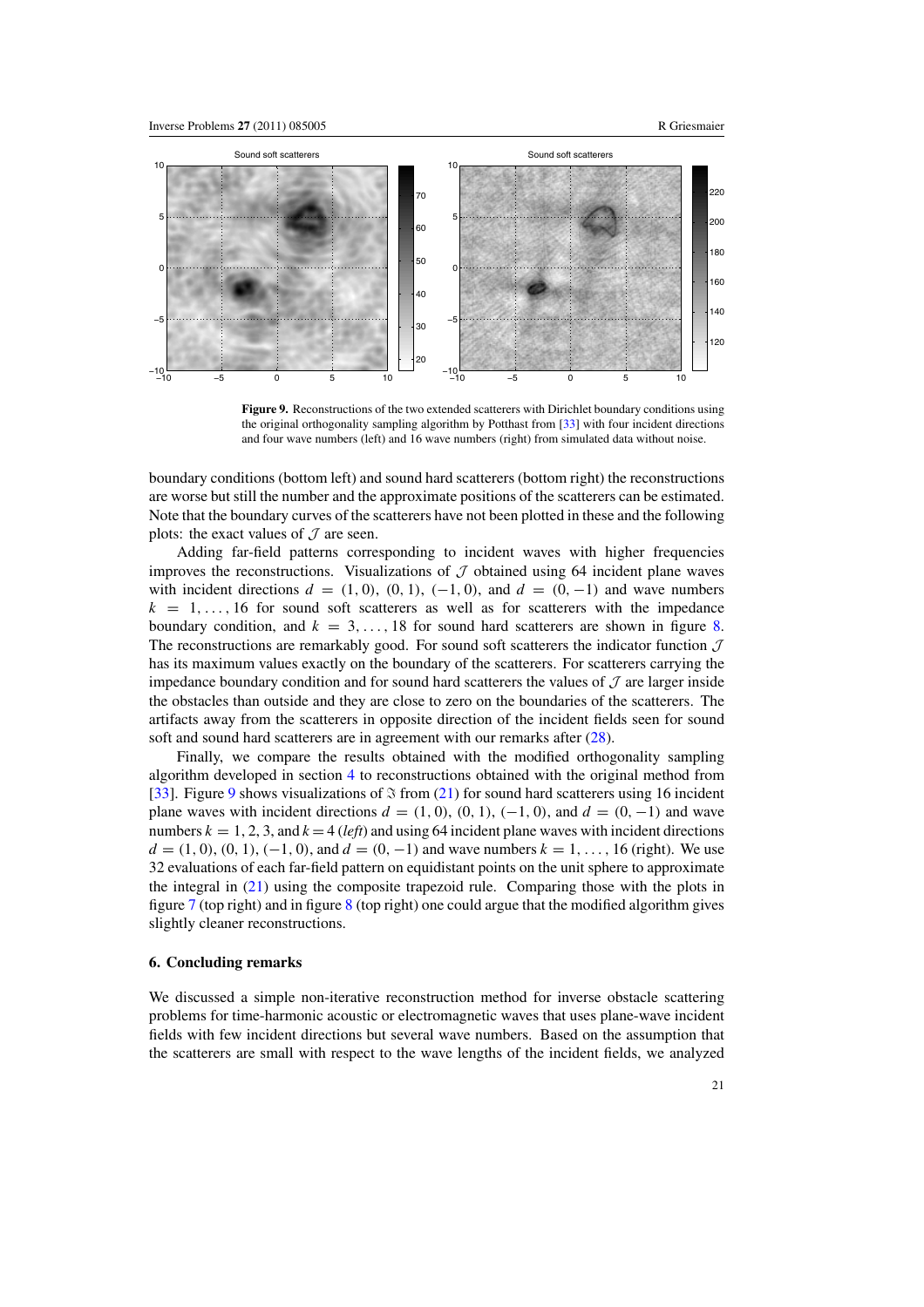**Figure 9.** Reconstructions of the two extended scatterers with Dirichlet boundary conditions using the original orthogonality sampling algorithm by Potthast from [33] with four incident directions and four wave numbers (left) and 16 wave numbers (right) from simulated data without noise.

boundary conditions (bottom left) and sound hard scatterers (bottom right) the reconstructions are worse but still the number and the approximate positions of the scatterers can be estimated. Note that the boundary curves of the scatterers have not been plotted in these and the following plots: the exact values of $\mathcal{J}$ are seen.

Adding far-field patterns corresponding to incident waves with higher frequencies improves the reconstructions. Visualizations of $\mathcal{J}$ obtained using 64 incident plane waves with incident directions $d = (1, 0)$, $(0, 1)$, $(-1, 0)$, and $d = (0, -1)$ and wave numbers $k = 1, \ldots, 16$ for sound soft scatterers as well as for scatterers with the impedance boundary condition, and $k = 3, \ldots, 18$ for sound hard scatterers are shown in figure 8. The reconstructions are remarkably good. For sound soft scatterers the indicator function $\mathcal{J}$ has its maximum values exactly on the boundary of the scatterers. For scatterers carrying the impedance boundary condition and for sound hard scatterers the values of $\mathcal{J}$ are larger inside the obstacles than outside and they are close to zero on the boundaries of the scatterers. The artifacts away from the scatterers in opposite direction of the incident fields seen for sound soft and sound hard scatterers are in agreement with our remarks after (28).

Finally, we compare the results obtained with the modified orthogonality sampling algorithm developed in section 4 to reconstructions obtained with the original method from [33]. Figure 9 shows visualizations of $\Im$ from (21) for sound hard scatterers using 16 incident plane waves with incident directions $d = (1, 0)$, $(0, 1)$, $(-1, 0)$, and $d = (0, -1)$ and wave numbers $k = 1, 2, 3$, and $k = 4$ (*left*) and using 64 incident plane waves with incident directions $d = (1, 0)$, $(0, 1)$, $(-1, 0)$, and $d = (0, -1)$ and wave numbers $k = 1, \ldots, 16$ (right). We use 32 evaluations of each far-field pattern on equidistant points on the unit sphere to approximate the integral in (21) using the composite trapezoid rule. Comparing those with the plots in figure 7 (top right) and in figure 8 (top right) one could argue that the modified algorithm gives slightly cleaner reconstructions.

## 6. Concluding remarks

We discussed a simple non-iterative reconstruction method for inverse obstacle scattering problems for time-harmonic acoustic or electromagnetic waves that uses plane-wave incident fields with few incident directions but several wave numbers. Based on the assumption that the scatterers are small with respect to the wave lengths of the incident fields, we analyzed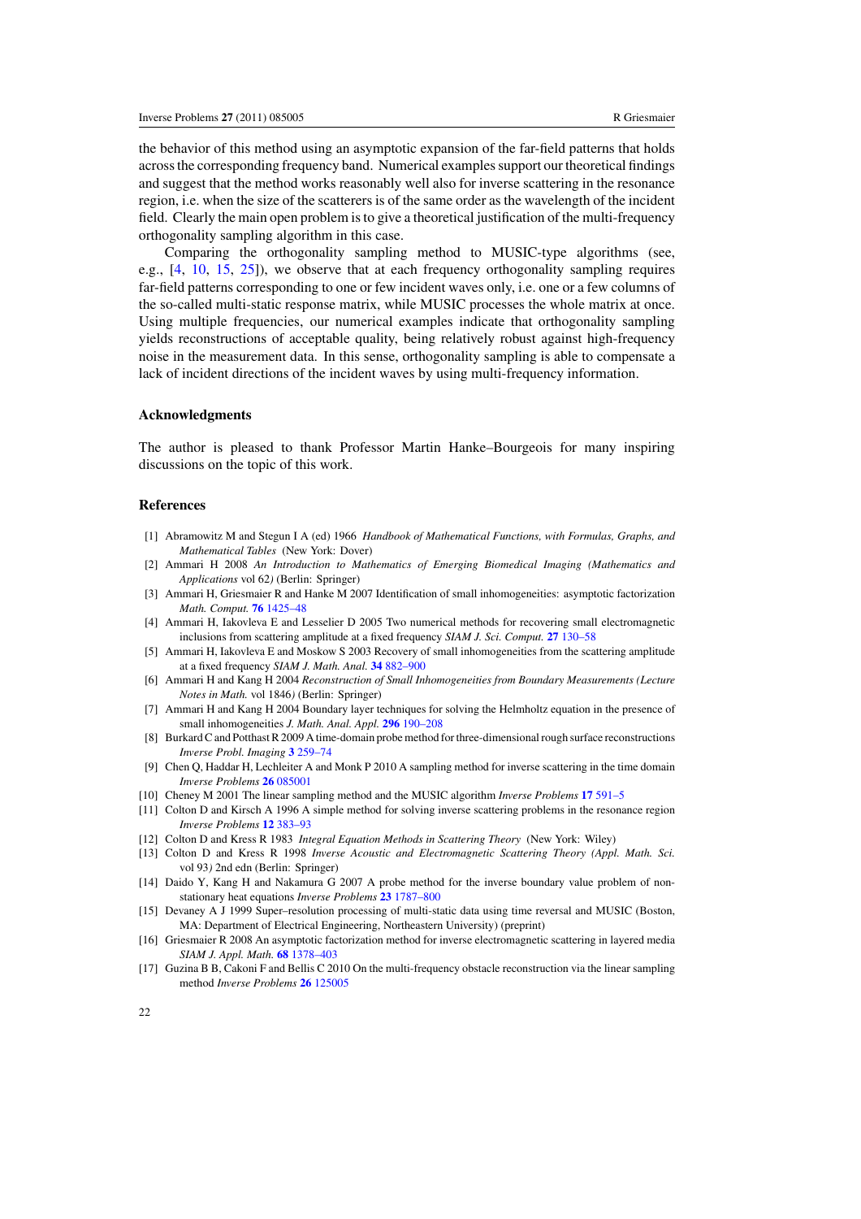the behavior of this method using an asymptotic expansion of the far-field patterns that holds across the corresponding frequency band. Numerical examples support our theoretical findings and suggest that the method works reasonably well also for inverse scattering in the resonance region, i.e. when the size of the scatterers is of the same order as the wavelength of the incident field. Clearly the main open problem is to give a theoretical justification of the multi-frequency orthogonality sampling algorithm in this case.

Comparing the orthogonality sampling method to MUSIC-type algorithms (see, e.g., [4, 10, 15, 25]), we observe that at each frequency orthogonality sampling requires far-field patterns corresponding to one or few incident waves only, i.e. one or a few columns of the so-called multi-static response matrix, while MUSIC processes the whole matrix at once. Using multiple frequencies, our numerical examples indicate that orthogonality sampling yields reconstructions of acceptable quality, being relatively robust against high-frequency noise in the measurement data. In this sense, orthogonality sampling is able to compensate a lack of incident directions of the incident waves by using multi-frequency information.

## Acknowledgments

The author is pleased to thank Professor Martin Hanke–Bourgeois for many inspiring discussions on the topic of this work.

## References

[1] Abramowitz M and Stegun I A (ed) 1966 *Handbook of Mathematical Functions, with Formulas, Graphs, and Mathematical Tables* (New York: Dover)

[2] Ammari H 2008 *An Introduction to Mathematics of Emerging Biomedical Imaging (Mathematics and Applications* vol 62*)* (Berlin: Springer)

[3] Ammari H, Griesmaier R and Hanke M 2007 Identification of small inhomogeneities: asymptotic factorization *Math. Comput.* **76** 1425–48

[4] Ammari H, Iakovleva E and Lesselier D 2005 Two numerical methods for recovering small electromagnetic inclusions from scattering amplitude at a fixed frequency *SIAM J. Sci. Comput.* **27** 130–58

[5] Ammari H, Iakovleva E and Moskow S 2003 Recovery of small inhomogeneities from the scattering amplitude at a fixed frequency *SIAM J. Math. Anal.* **34** 882–900

[6] Ammari H and Kang H 2004 *Reconstruction of Small Inhomogeneities from Boundary Measurements (Lecture Notes in Math.* vol 1846*)* (Berlin: Springer)

[7] Ammari H and Kang H 2004 Boundary layer techniques for solving the Helmholtz equation in the presence of small inhomogeneities *J. Math. Anal. Appl.* **296** 190–208

[8] Burkard C and Potthast R 2009 A time-domain probe method for three-dimensional rough surface reconstructions *Inverse Probl. Imaging* **3** 259–74

[9] Chen Q, Haddar H, Lechleiter A and Monk P 2010 A sampling method for inverse scattering in the time domain *Inverse Problems* **26** 085001

[10] Cheney M 2001 The linear sampling method and the MUSIC algorithm *Inverse Problems* **17** 591–5

[11] Colton D and Kirsch A 1996 A simple method for solving inverse scattering problems in the resonance region *Inverse Problems* **12** 383–93

[12] Colton D and Kress R 1983 *Integral Equation Methods in Scattering Theory* (New York: Wiley)

[13] Colton D and Kress R 1998 *Inverse Acoustic and Electromagnetic Scattering Theory (Appl. Math. Sci.* vol 93*)* 2nd edn (Berlin: Springer)

[14] Daido Y, Kang H and Nakamura G 2007 A probe method for the inverse boundary value problem of non-stationary heat equations *Inverse Problems* **23** 1787–800

[15] Devaney A J 1999 Super–resolution processing of multi-static data using time reversal and MUSIC (Boston, MA: Department of Electrical Engineering, Northeastern University) (preprint)

[16] Griesmaier R 2008 An asymptotic factorization method for inverse electromagnetic scattering in layered media *SIAM J. Appl. Math.* **68** 1378–403

[17] Guzina B B, Cakoni F and Bellis C 2010 On the multi-frequency obstacle reconstruction via the linear sampling method *Inverse Problems* **26** 125005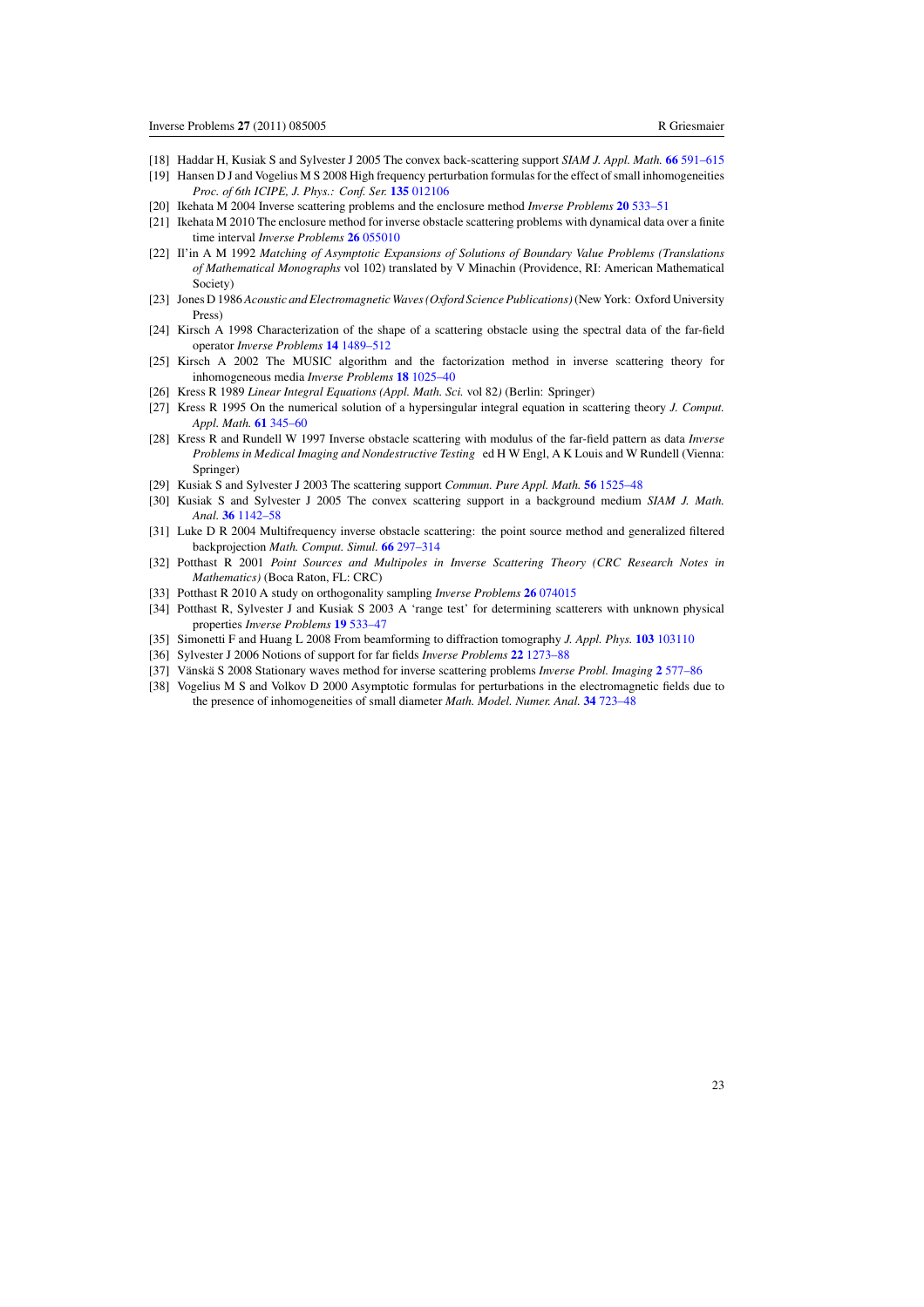[18] Haddar H, Kusiak S and Sylvester J 2005 The convex back-scattering support *SIAM J. Appl. Math.* **66** 591–615

[19] Hansen D J and Vogelius M S 2008 High frequency perturbation formulas for the effect of small inhomogeneities *Proc. of 6th ICIPE, J. Phys.: Conf. Ser.* **135** 012106

[20] Ikehata M 2004 Inverse scattering problems and the enclosure method *Inverse Problems* **20** 533–51

[21] Ikehata M 2010 The enclosure method for inverse obstacle scattering problems with dynamical data over a finite time interval *Inverse Problems* **26** 055010

[22] Il'in A M 1992 *Matching of Asymptotic Expansions of Solutions of Boundary Value Problems (Translations of Mathematical Monographs* vol 102) translated by V Minachin (Providence, RI: American Mathematical Society)

[23] Jones D 1986 *Acoustic and Electromagnetic Waves (Oxford Science Publications)* (New York: Oxford University Press)

[24] Kirsch A 1998 Characterization of the shape of a scattering obstacle using the spectral data of the far-field operator *Inverse Problems* **14** 1489–512

[25] Kirsch A 2002 The MUSIC algorithm and the factorization method in inverse scattering theory for inhomogeneous media *Inverse Problems* **18** 1025–40

[26] Kress R 1989 *Linear Integral Equations (Appl. Math. Sci.* vol 82*)* (Berlin: Springer)

[27] Kress R 1995 On the numerical solution of a hypersingular integral equation in scattering theory *J. Comput. Appl. Math.* **61** 345–60

[28] Kress R and Rundell W 1997 Inverse obstacle scattering with modulus of the far-field pattern as data *Inverse Problems in Medical Imaging and Nondestructive Testing* ed H W Engl, A K Louis and W Rundell (Vienna: Springer)

[29] Kusiak S and Sylvester J 2003 The scattering support *Commun. Pure Appl. Math.* **56** 1525–48

[30] Kusiak S and Sylvester J 2005 The convex scattering support in a background medium *SIAM J. Math. Anal.* **36** 1142–58

[31] Luke D R 2004 Multifrequency inverse obstacle scattering: the point source method and generalized filtered backprojection *Math. Comput. Simul.* **66** 297–314

[32] Potthast R 2001 *Point Sources and Multipoles in Inverse Scattering Theory (CRC Research Notes in Mathematics)* (Boca Raton, FL: CRC)

[33] Potthast R 2010 A study on orthogonality sampling *Inverse Problems* **26** 074015

[34] Potthast R, Sylvester J and Kusiak S 2003 A 'range test' for determining scatterers with unknown physical properties *Inverse Problems* **19** 533–47

[35] Simonetti F and Huang L 2008 From beamforming to diffraction tomography *J. Appl. Phys.* **103** 103110

[36] Sylvester J 2006 Notions of support for far fields *Inverse Problems* **22** 1273–88

[37] Vänskä S 2008 Stationary waves method for inverse scattering problems *Inverse Probl. Imaging* **2** 577–86

[38] Vogelius M S and Volkov D 2000 Asymptotic formulas for perturbations in the electromagnetic fields due to the presence of inhomogeneities of small diameter *Math. Model. Numer. Anal.* **34** 723–48